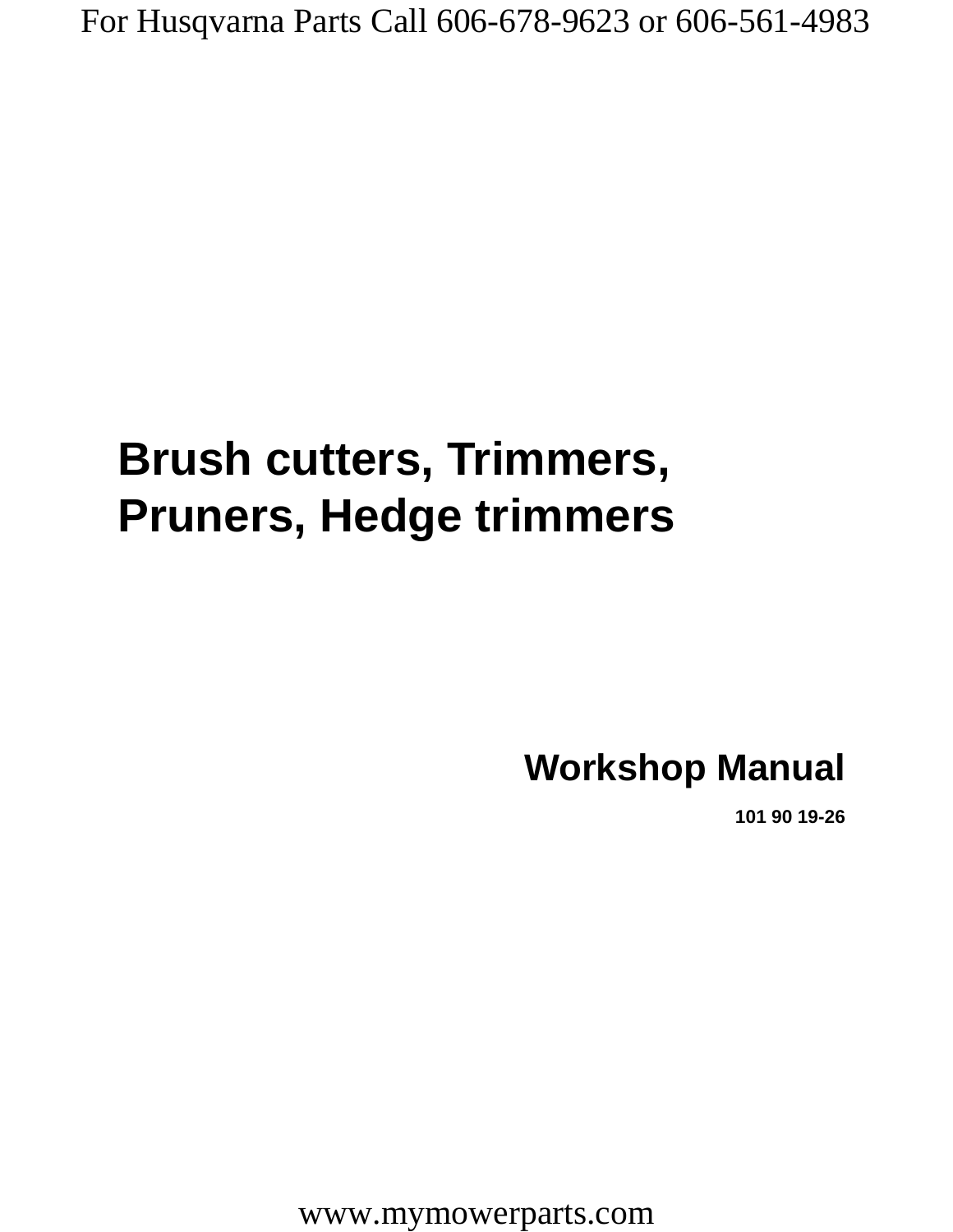# Brush cutters, Trimmers, Pruners, Hedge trimmers

## Workshop Manual

**101 90 19-26**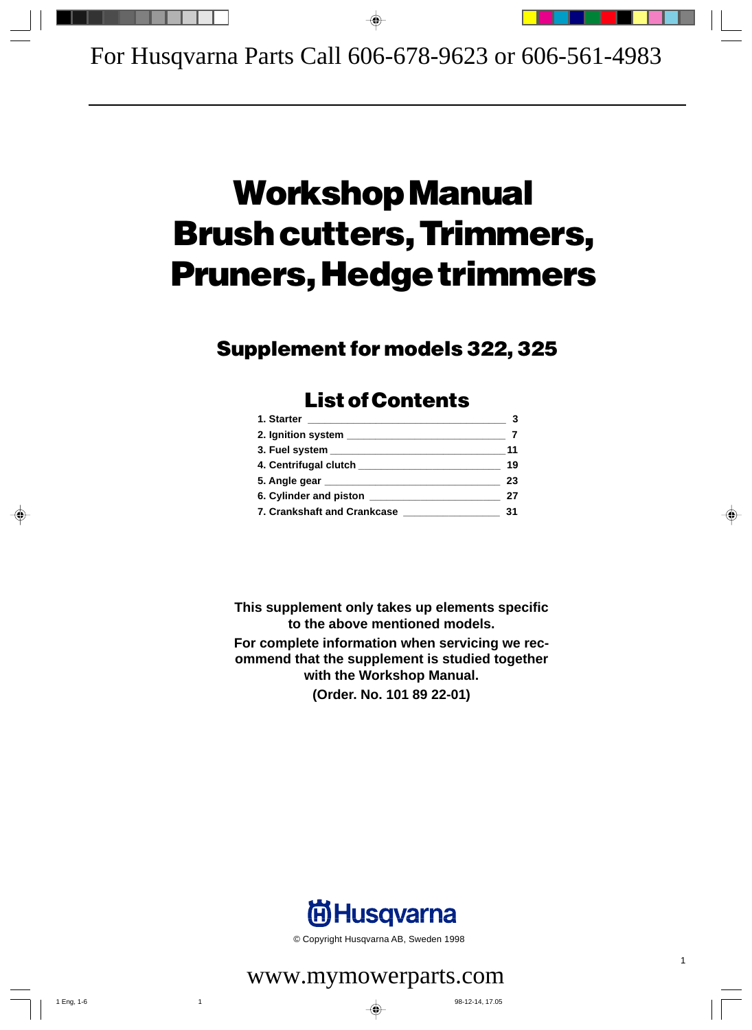For Husqvarna Parts Call 606-678-9623 or 606-561-4983

# Workshop Manual
# Brush cutters, Trimmers, Pruners, Hedge trimmers

## Supplement for models 322, 325

### List of Contents

| | |
|---|---|
| 1. Starter | 3 |
| 2. Ignition system | 7 |
| 3. Fuel system | 11 |
| 4. Centrifugal clutch | 19 |
| 5. Angle gear | 23 |
| 6. Cylinder and piston | 27 |
| 7. Crankshaft and Crankcase | 31 |

**This supplement only takes up elements specific to the above mentioned models.**

**For complete information when servicing we recommend that the supplement is studied together with the Workshop Manual.**

**(Order. No. 101 89 22-01)**

Husqvarna

© Copyright Husqvarna AB, Sweden 1998

www.mymowerparts.com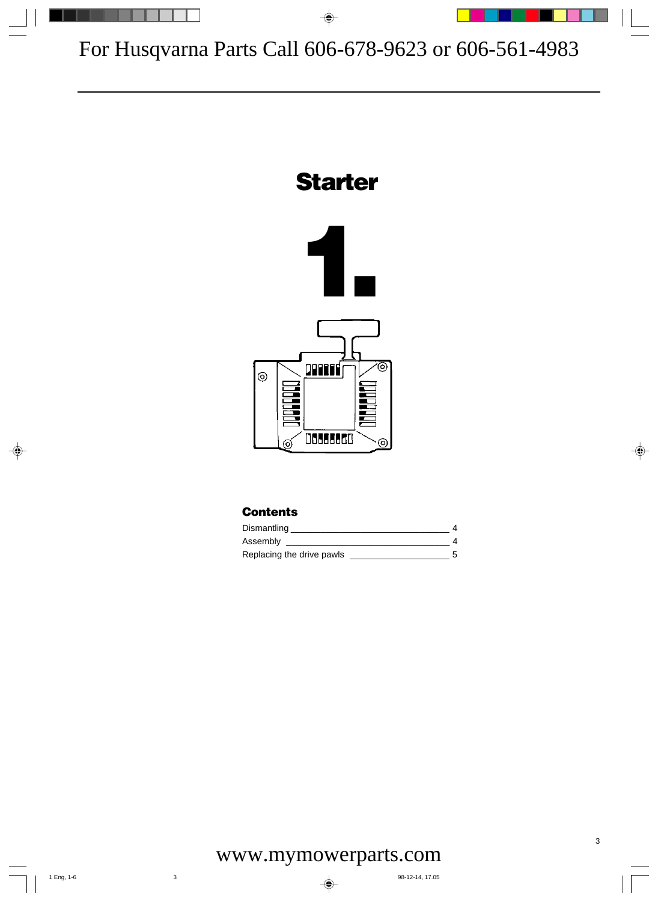For Husqvarna Parts Call 606-678-9623 or 606-561-4983

# Starter

# 1.

## Contents

| | |
|---|---|
| Dismantling | 4 |
| Assembly | 4 |
| Replacing the drive pawls | 5 |

www.mymowerparts.com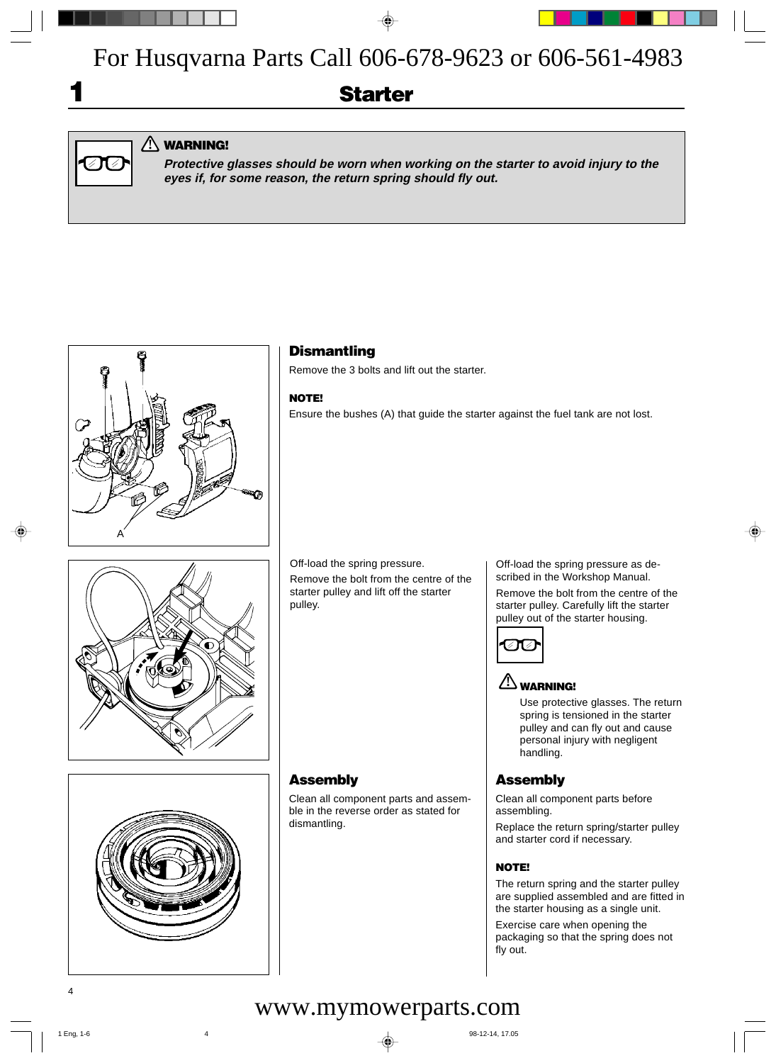For Husqvarna Parts Call 606-678-9623 or 606-561-4983

# 1 Starter

**⚠ WARNING!**

***Protective glasses should be worn when working on the starter to avoid injury to the eyes if, for some reason, the return spring should fly out.***

## Dismantling

Remove the 3 bolts and lift out the starter.

**NOTE!**

Ensure the bushes (A) that guide the starter against the fuel tank are not lost.

A

Off-load the spring pressure.

Remove the bolt from the centre of the starter pulley and lift off the starter pulley.

Off-load the spring pressure as described in the Workshop Manual.

Remove the bolt from the centre of the starter pulley. Carefully lift the starter pulley out of the starter housing.

**⚠ WARNING!**

Use protective glasses. The return spring is tensioned in the starter pulley and can fly out and cause personal injury with negligent handling.

## Assembly

Clean all component parts and assemble in the reverse order as stated for dismantling.

## Assembly

Clean all component parts before assembling.

Replace the return spring/starter pulley and starter cord if necessary.

**NOTE!**

The return spring and the starter pulley are supplied assembled and are fitted in the starter housing as a single unit.

Exercise care when opening the packaging so that the spring does not fly out.

www.mymowerparts.com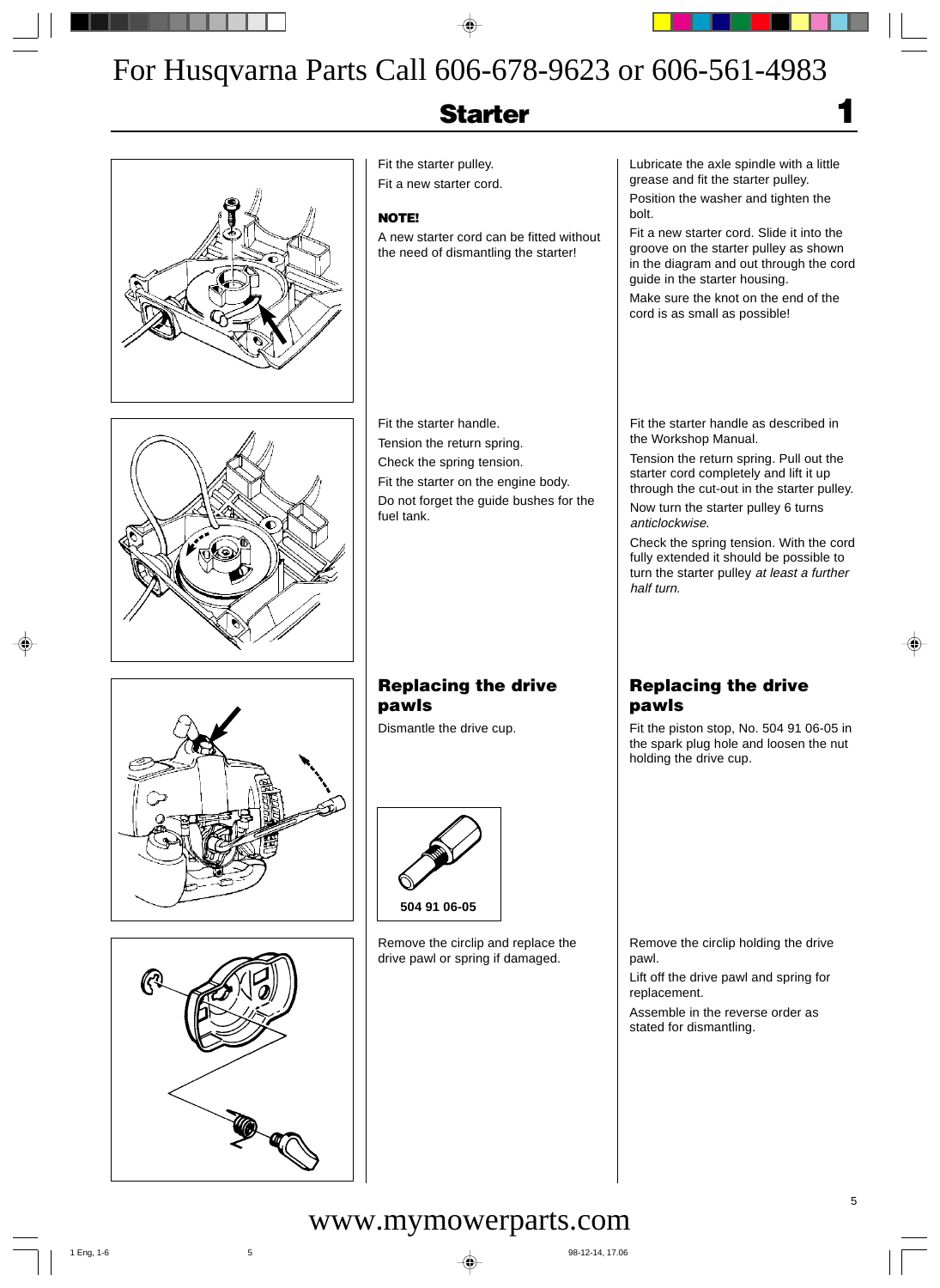# Starter

Fit the starter pulley.

Fit a new starter cord.

**NOTE!**

A new starter cord can be fitted without the need of dismantling the starter!

Lubricate the axle spindle with a little grease and fit the starter pulley.

Position the washer and tighten the bolt.

Fit a new starter cord. Slide it into the groove on the starter pulley as shown in the diagram and out through the cord guide in the starter housing.

Make sure the knot on the end of the cord is as small as possible!

Fit the starter handle.

Tension the return spring.

Check the spring tension.

Fit the starter on the engine body.

Do not forget the guide bushes for the fuel tank.

Fit the starter handle as described in the Workshop Manual.

Tension the return spring. Pull out the starter cord completely and lift it up through the cut-out in the starter pulley.

Now turn the starter pulley 6 turns *anticlockwise.*

Check the spring tension. With the cord fully extended it should be possible to turn the starter pulley *at least a further half turn.*

## Replacing the drive pawls

Dismantle the drive cup.

504 91 06-05

Remove the circlip and replace the drive pawl or spring if damaged.

## Replacing the drive pawls

Fit the piston stop, No. 504 91 06-05 in the spark plug hole and loosen the nut holding the drive cup.

Remove the circlip holding the drive pawl.

Lift off the drive pawl and spring for replacement.

Assemble in the reverse order as stated for dismantling.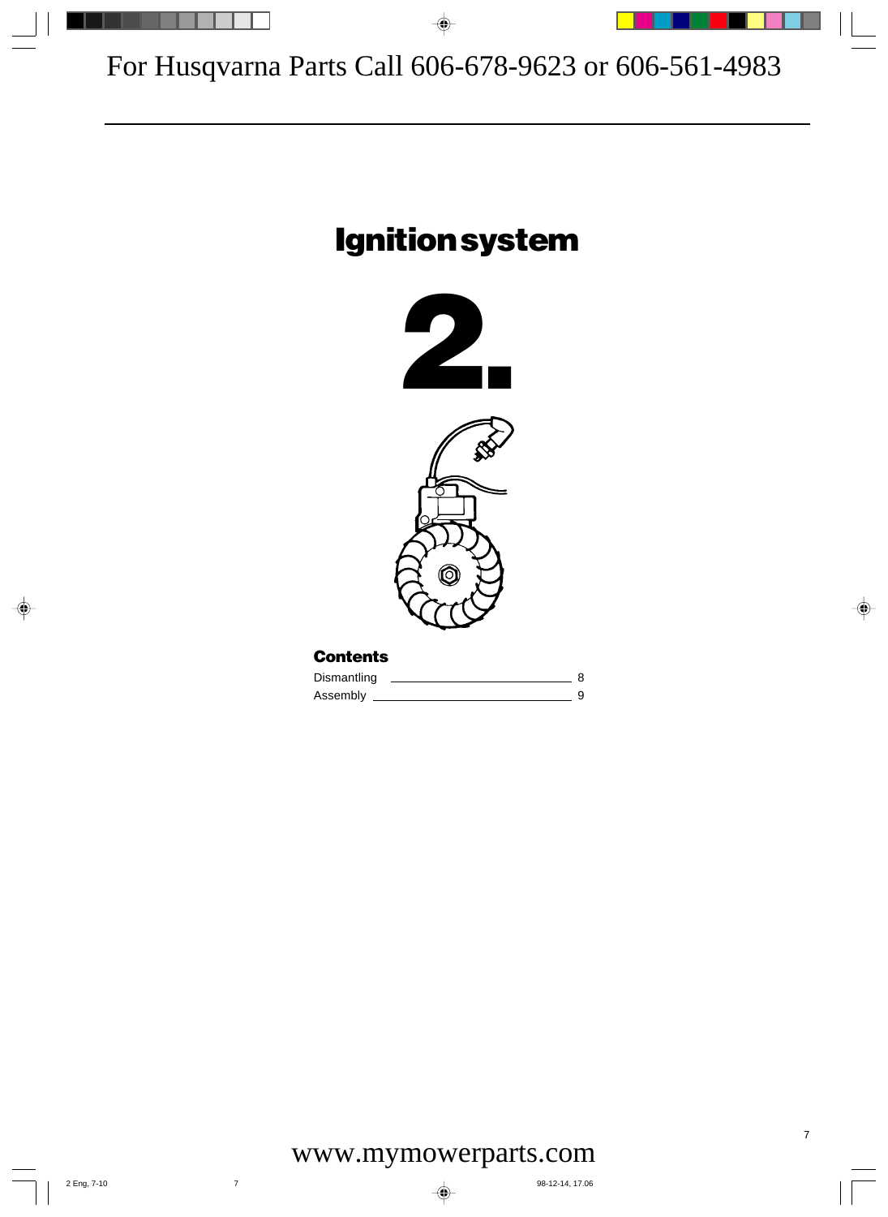# Ignition system

# 2.

### Contents

| | |
|---|---|
| Dismantling | 8 |
| Assembly | 9 |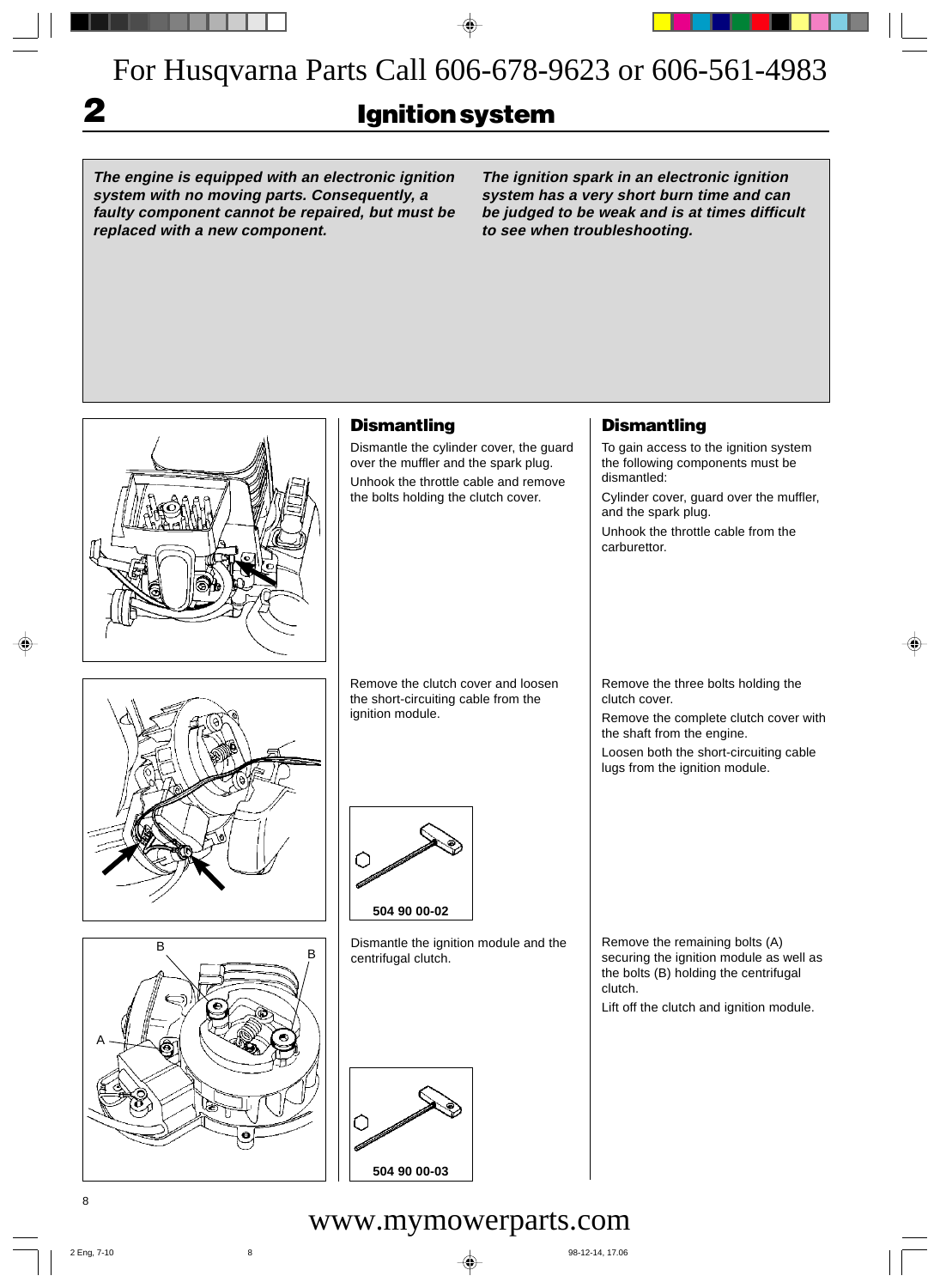For Husqvarna Parts Call 606-678-9623 or 606-561-4983

# 2 Ignition system

***The engine is equipped with an electronic ignition system with no moving parts. Consequently, a faulty component cannot be repaired, but must be replaced with a new component.***

***The ignition spark in an electronic ignition system has a very short burn time and can be judged to be weak and is at times difficult to see when troubleshooting.***

## Dismantling

Dismantle the cylinder cover, the guard over the muffler and the spark plug.

Unhook the throttle cable and remove the bolts holding the clutch cover.

## Dismantling

To gain access to the ignition system the following components must be dismantled:

Cylinder cover, guard over the muffler, and the spark plug.

Unhook the throttle cable from the carburettor.

Remove the clutch cover and loosen the short-circuiting cable from the ignition module.

504 90 00-02

Remove the three bolts holding the clutch cover.

Remove the complete clutch cover with the shaft from the engine.

Loosen both the short-circuiting cable lugs from the ignition module.

B B A

Dismantle the ignition module and the centrifugal clutch.

504 90 00-03

Remove the remaining bolts (A) securing the ignition module as well as the bolts (B) holding the centrifugal clutch.

Lift off the clutch and ignition module.

www.mymowerparts.com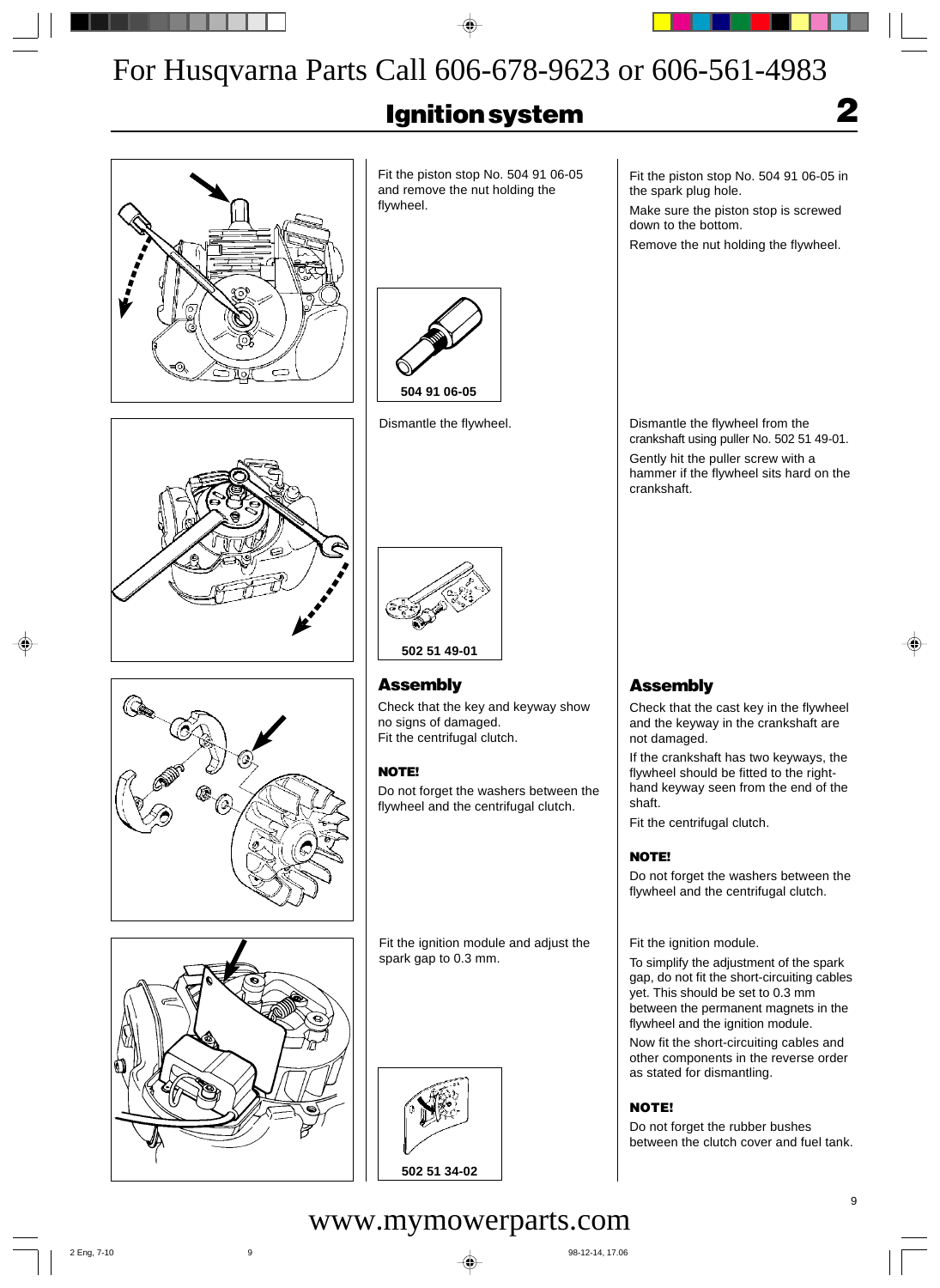For Husqvarna Parts Call 606-678-9623 or 606-561-4983

# Ignition system

Fit the piston stop No. 504 91 06-05 and remove the nut holding the flywheel.

504 91 06-05

Fit the piston stop No. 504 91 06-05 in the spark plug hole.

Make sure the piston stop is screwed down to the bottom.

Remove the nut holding the flywheel.

Dismantle the flywheel.

502 51 49-01

Dismantle the flywheel from the crankshaft using puller No. 502 51 49-01.

Gently hit the puller screw with a hammer if the flywheel sits hard on the crankshaft.

## Assembly

Check that the key and keyway show no signs of damaged.
Fit the centrifugal clutch.

**NOTE!**

Do not forget the washers between the flywheel and the centrifugal clutch.

## Assembly

Check that the cast key in the flywheel and the keyway in the crankshaft are not damaged.

If the crankshaft has two keyways, the flywheel should be fitted to the right-hand keyway seen from the end of the shaft.

Fit the centrifugal clutch.

**NOTE!**

Do not forget the washers between the flywheel and the centrifugal clutch.

Fit the ignition module and adjust the spark gap to 0.3 mm.

502 51 34-02

Fit the ignition module.

To simplify the adjustment of the spark gap, do not fit the short-circuiting cables yet. This should be set to 0.3 mm between the permanent magnets in the flywheel and the ignition module.

Now fit the short-circuiting cables and other components in the reverse order as stated for dismantling.

**NOTE!**

Do not forget the rubber bushes between the clutch cover and fuel tank.

www.mymowerparts.com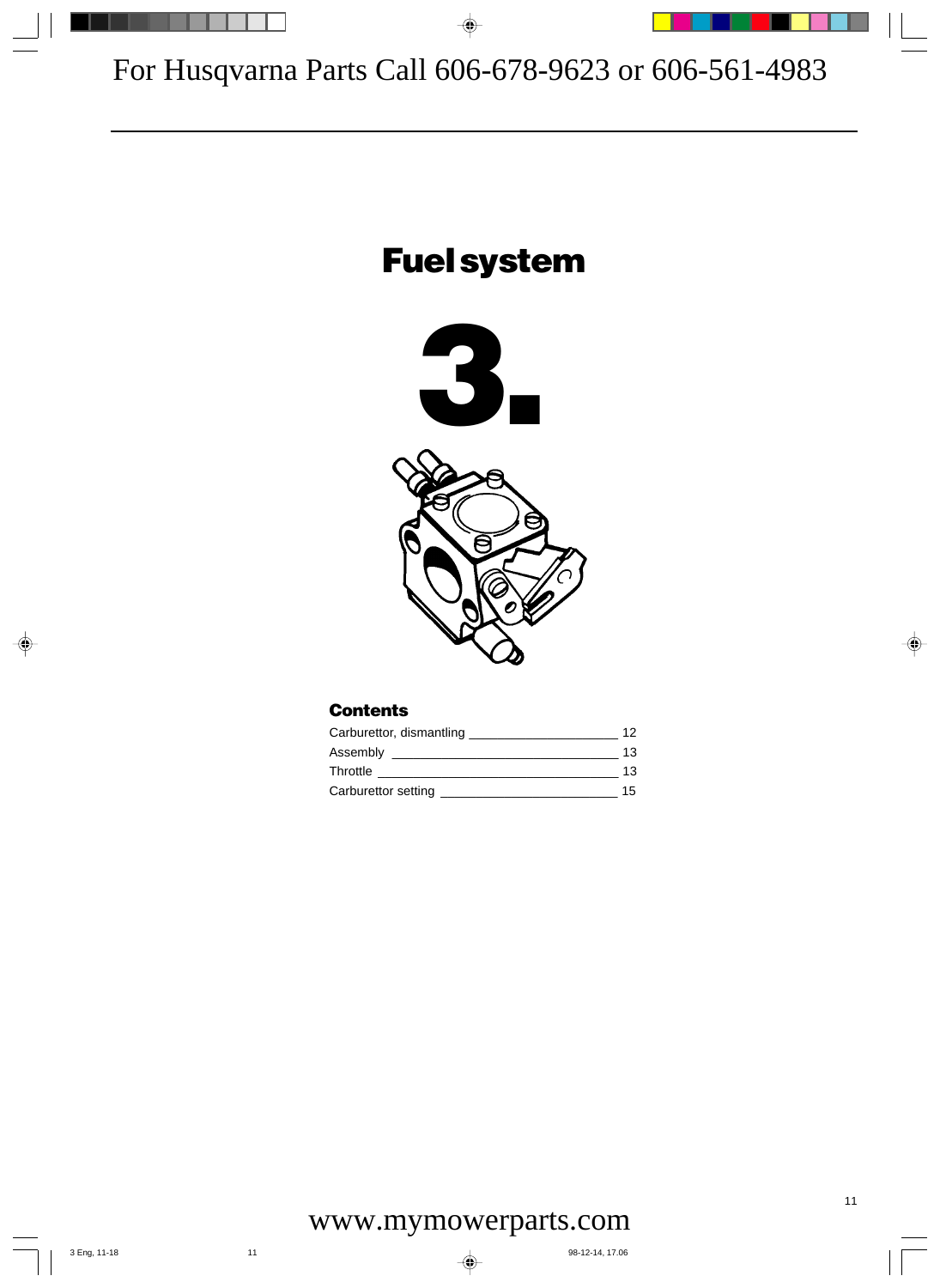For Husqvarna Parts Call 606-678-9623 or 606-561-4983

# Fuel system

# 3.

## Contents

| | |
|---|---|
| Carburettor, dismantling | 12 |
| Assembly | 13 |
| Throttle | 13 |
| Carburettor setting | 15 |

www.mymowerparts.com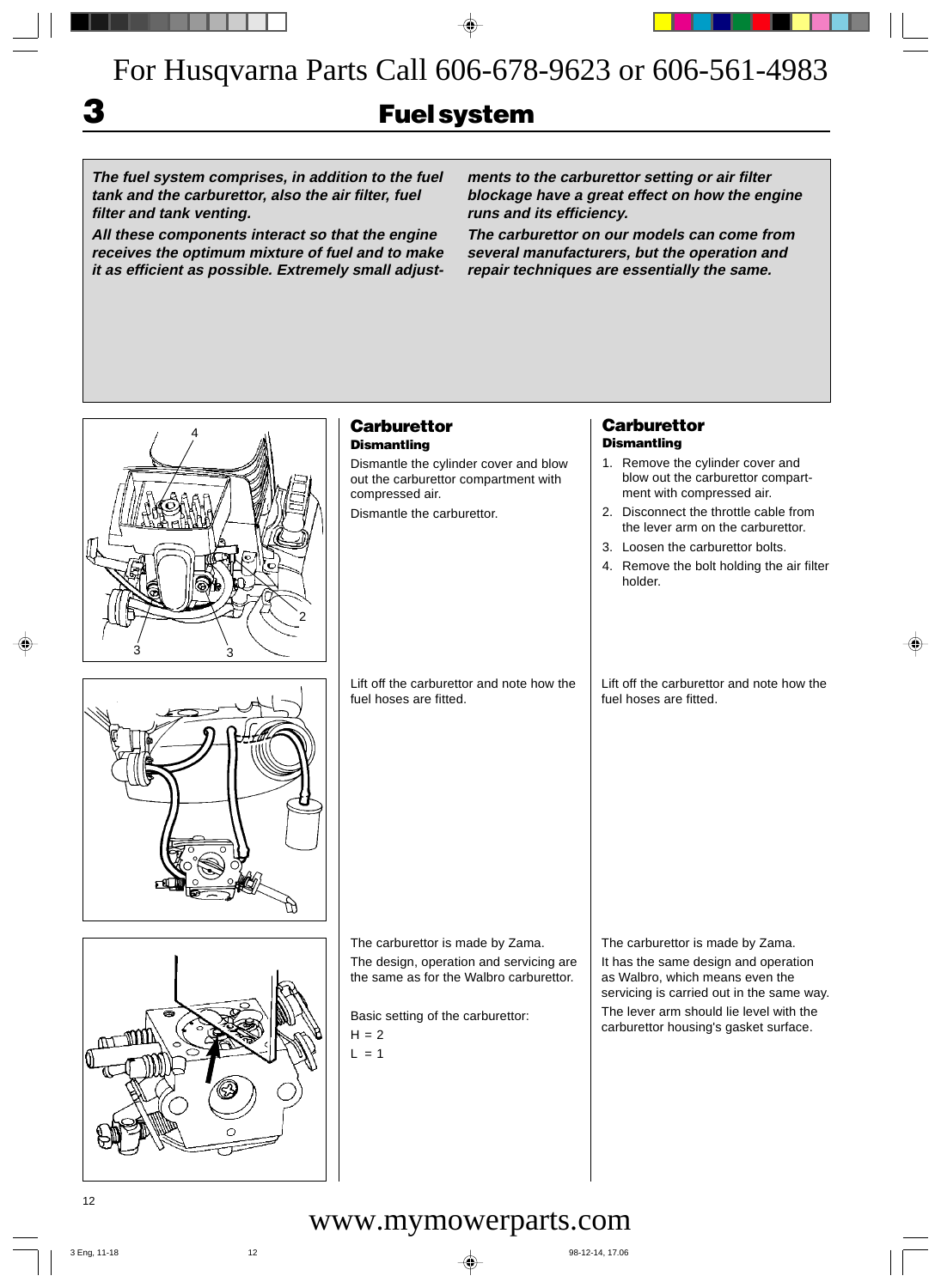For Husqvarna Parts Call 606-678-9623 or 606-561-4983

# 3 Fuel system

***The fuel system comprises, in addition to the fuel tank and the carburettor, also the air filter, fuel filter and tank venting.***

***All these components interact so that the engine receives the optimum mixture of fuel and to make it as efficient as possible. Extremely small adjustments to the carburettor setting or air filter blockage have a great effect on how the engine runs and its efficiency.***

***The carburettor on our models can come from several manufacturers, but the operation and repair techniques are essentially the same.***

## Carburettor

### Dismantling

Dismantle the cylinder cover and blow out the carburettor compartment with compressed air.

Dismantle the carburettor.

Lift off the carburettor and note how the fuel hoses are fitted.

The carburettor is made by Zama.

The design, operation and servicing are the same as for the Walbro carburettor.

Basic setting of the carburettor:

H = 2

L = 1

## Carburettor

### Dismantling

1. Remove the cylinder cover and blow out the carburettor compartment with compressed air.
2. Disconnect the throttle cable from the lever arm on the carburettor.
3. Loosen the carburettor bolts.
4. Remove the bolt holding the air filter holder.

Lift off the carburettor and note how the fuel hoses are fitted.

The carburettor is made by Zama.

It has the same design and operation as Walbro, which means even the servicing is carried out in the same way.

The lever arm should lie level with the carburettor housing's gasket surface.

www.mymowerparts.com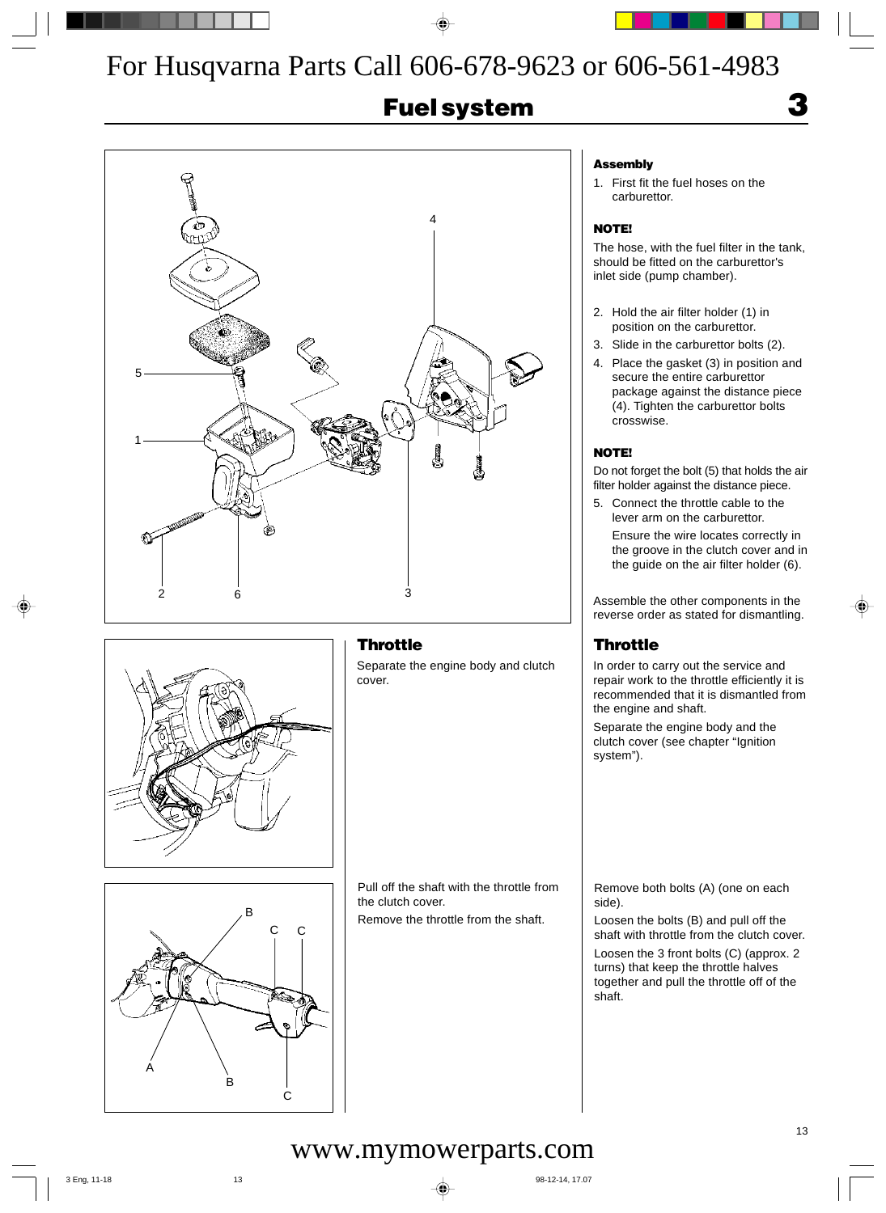For Husqvarna Parts Call 606-678-9623 or 606-561-4983

## Fuel system

### Assembly

1. First fit the fuel hoses on the carburettor.

**NOTE!**

The hose, with the fuel filter in the tank, should be fitted on the carburettor's inlet side (pump chamber).

2. Hold the air filter holder (1) in position on the carburettor.
3. Slide in the carburettor bolts (2).
4. Place the gasket (3) in position and secure the entire carburettor package against the distance piece (4). Tighten the carburettor bolts crosswise.

**NOTE!**

Do not forget the bolt (5) that holds the air filter holder against the distance piece.

5. Connect the throttle cable to the lever arm on the carburettor.

   Ensure the wire locates correctly in the groove in the clutch cover and in the guide on the air filter holder (6).

Assemble the other components in the reverse order as stated for dismantling.

### Throttle

In order to carry out the service and repair work to the throttle efficiently it is recommended that it is dismantled from the engine and shaft.

Separate the engine body and the clutch cover (see chapter "Ignition system").

Remove both bolts (A) (one on each side).

Loosen the bolts (B) and pull off the shaft with throttle from the clutch cover.

Loosen the 3 front bolts (C) (approx. 2 turns) that keep the throttle halves together and pull the throttle off of the shaft.

www.mymowerparts.com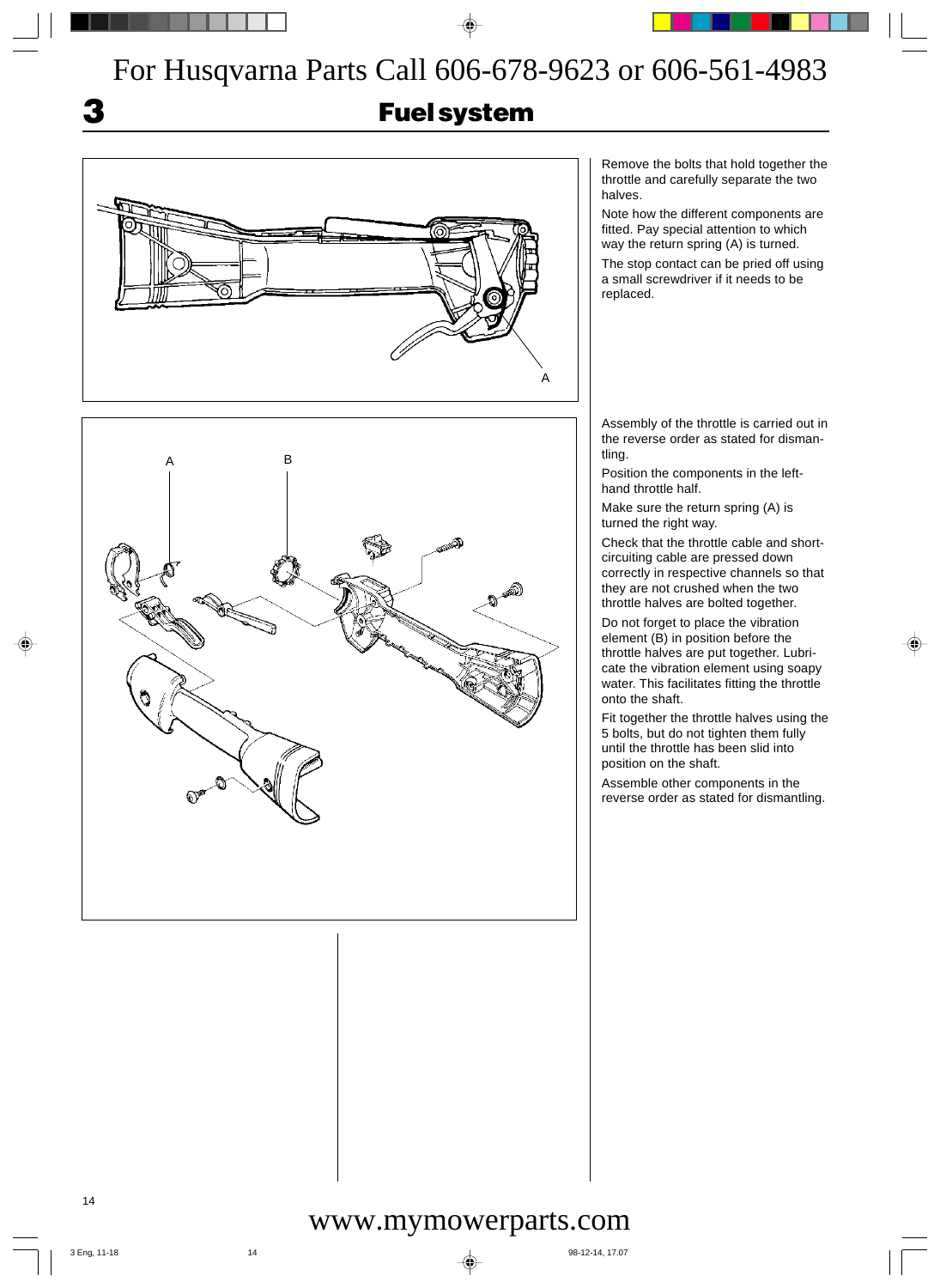For Husqvarna Parts Call 606-678-9623 or 606-561-4983

# 3 Fuel system

Remove the bolts that hold together the throttle and carefully separate the two halves.

Note how the different components are fitted. Pay special attention to which way the return spring (A) is turned.

The stop contact can be pried off using a small screwdriver if it needs to be replaced.

Assembly of the throttle is carried out in the reverse order as stated for dismantling.

Position the components in the left-hand throttle half.

Make sure the return spring (A) is turned the right way.

Check that the throttle cable and short-circuiting cable are pressed down correctly in respective channels so that they are not crushed when the two throttle halves are bolted together.

Do not forget to place the vibration element (B) in position before the throttle halves are put together. Lubricate the vibration element using soapy water. This facilitates fitting the throttle onto the shaft.

Fit together the throttle halves using the 5 bolts, but do not tighten them fully until the throttle has been slid into position on the shaft.

Assemble other components in the reverse order as stated for dismantling.

www.mymowerparts.com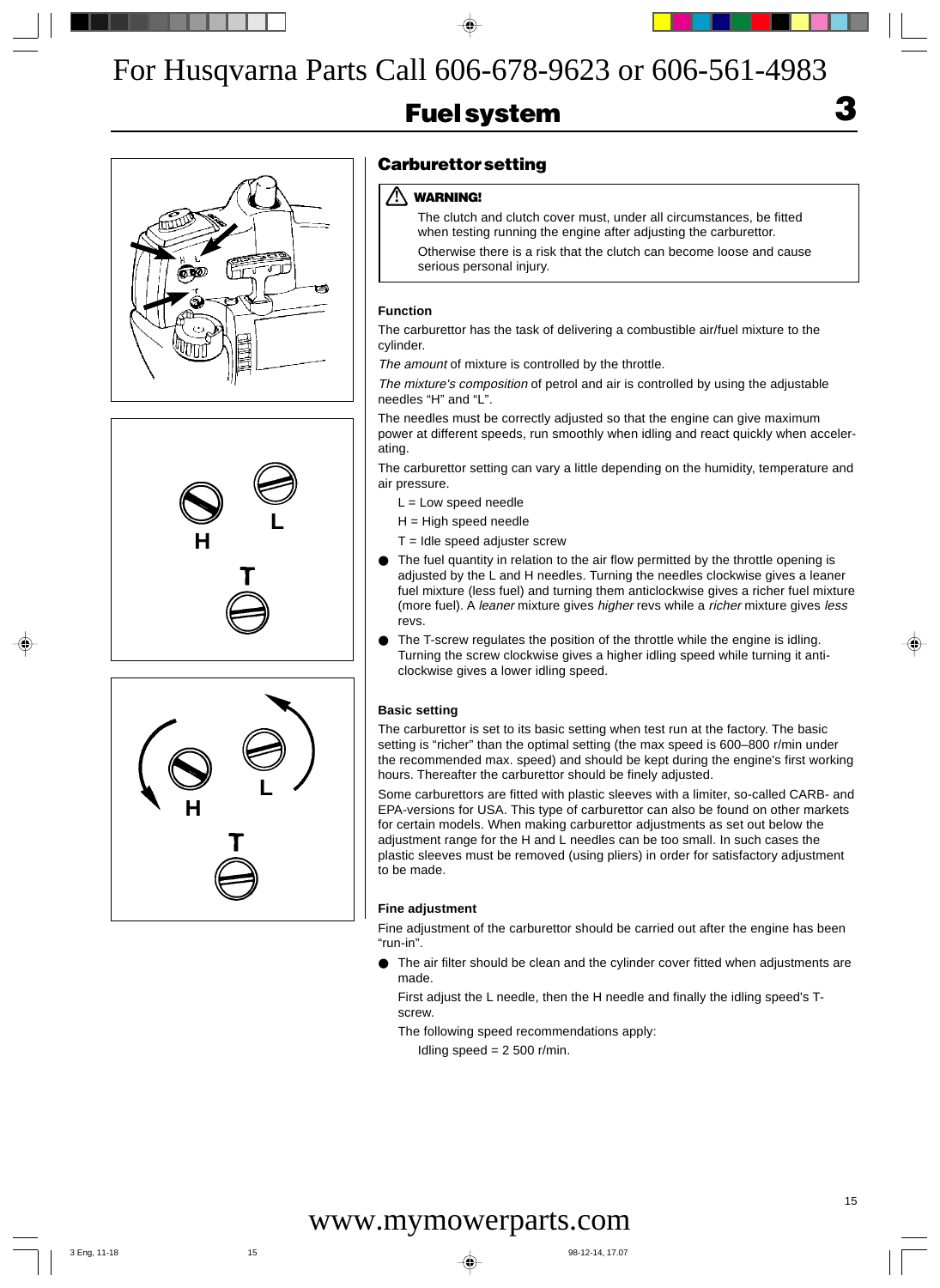For Husqvarna Parts Call 606-678-9623 or 606-561-4983

# Fuel system

## Carburettor setting

> **⚠ WARNING!**
>
> The clutch and clutch cover must, under all circumstances, be fitted when testing running the engine after adjusting the carburettor.
>
> Otherwise there is a risk that the clutch can become loose and cause serious personal injury.

### Function

The carburettor has the task of delivering a combustible air/fuel mixture to the cylinder.

*The amount* of mixture is controlled by the throttle.

*The mixture's composition* of petrol and air is controlled by using the adjustable needles "H" and "L".

The needles must be correctly adjusted so that the engine can give maximum power at different speeds, run smoothly when idling and react quickly when accelerating.

The carburettor setting can vary a little depending on the humidity, temperature and air pressure.

L = Low speed needle

H = High speed needle

T = Idle speed adjuster screw

- The fuel quantity in relation to the air flow permitted by the throttle opening is adjusted by the L and H needles. Turning the needles clockwise gives a leaner fuel mixture (less fuel) and turning them anticlockwise gives a richer fuel mixture (more fuel). A *leaner* mixture gives *higher* revs while a *richer* mixture gives *less* revs.
- The T-screw regulates the position of the throttle while the engine is idling. Turning the screw clockwise gives a higher idling speed while turning it anticlockwise gives a lower idling speed.

### Basic setting

The carburettor is set to its basic setting when test run at the factory. The basic setting is "richer" than the optimal setting (the max speed is 600–800 r/min under the recommended max. speed) and should be kept during the engine's first working hours. Thereafter the carburettor should be finely adjusted.

Some carburettors are fitted with plastic sleeves with a limiter, so-called CARB- and EPA-versions for USA. This type of carburettor can also be found on other markets for certain models. When making carburettor adjustments as set out below the adjustment range for the H and L needles can be too small. In such cases the plastic sleeves must be removed (using pliers) in order for satisfactory adjustment to be made.

### Fine adjustment

Fine adjustment of the carburettor should be carried out after the engine has been "run-in".

- The air filter should be clean and the cylinder cover fitted when adjustments are made.

  First adjust the L needle, then the H needle and finally the idling speed's T-screw.

  The following speed recommendations apply:

  Idling speed = 2 500 r/min.

www.mymowerparts.com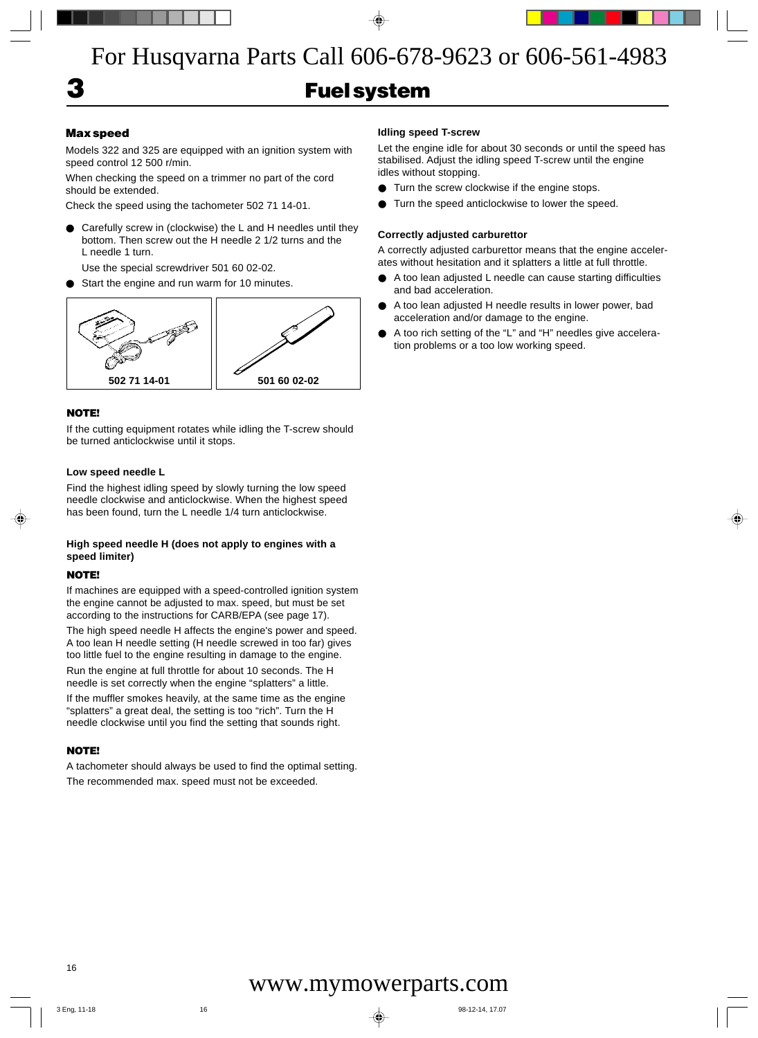For Husqvarna Parts Call 606-678-9623 or 606-561-4983

# 3 Fuel system

### Max speed

Models 322 and 325 are equipped with an ignition system with speed control 12 500 r/min.

When checking the speed on a trimmer no part of the cord should be extended.

Check the speed using the tachometer 502 71 14-01.

- Carefully screw in (clockwise) the L and H needles until they bottom. Then screw out the H needle 2 1/2 turns and the L needle 1 turn.

  Use the special screwdriver 501 60 02-02.
- Start the engine and run warm for 10 minutes.

502 71 14-01

501 60 02-02

**NOTE!**

If the cutting equipment rotates while idling the T-screw should be turned anticlockwise until it stops.

### Low speed needle L

Find the highest idling speed by slowly turning the low speed needle clockwise and anticlockwise. When the highest speed has been found, turn the L needle 1/4 turn anticlockwise.

### High speed needle H (does not apply to engines with a speed limiter)

**NOTE!**

If machines are equipped with a speed-controlled ignition system the engine cannot be adjusted to max. speed, but must be set according to the instructions for CARB/EPA (see page 17).

The high speed needle H affects the engine's power and speed. A too lean H needle setting (H needle screwed in too far) gives too little fuel to the engine resulting in damage to the engine.

Run the engine at full throttle for about 10 seconds. The H needle is set correctly when the engine “splatters” a little.

If the muffler smokes heavily, at the same time as the engine “splatters” a great deal, the setting is too “rich”. Turn the H needle clockwise until you find the setting that sounds right.

**NOTE!**

A tachometer should always be used to find the optimal setting.

The recommended max. speed must not be exceeded.

### Idling speed T-screw

Let the engine idle for about 30 seconds or until the speed has stabilised. Adjust the idling speed T-screw until the engine idles without stopping.

- Turn the screw clockwise if the engine stops.
- Turn the speed anticlockwise to lower the speed.

### Correctly adjusted carburettor

A correctly adjusted carburettor means that the engine accelerates without hesitation and it splatters a little at full throttle.

- A too lean adjusted L needle can cause starting difficulties and bad acceleration.
- A too lean adjusted H needle results in lower power, bad acceleration and/or damage to the engine.
- A too rich setting of the “L” and “H” needles give acceleration problems or a too low working speed.

www.mymowerparts.com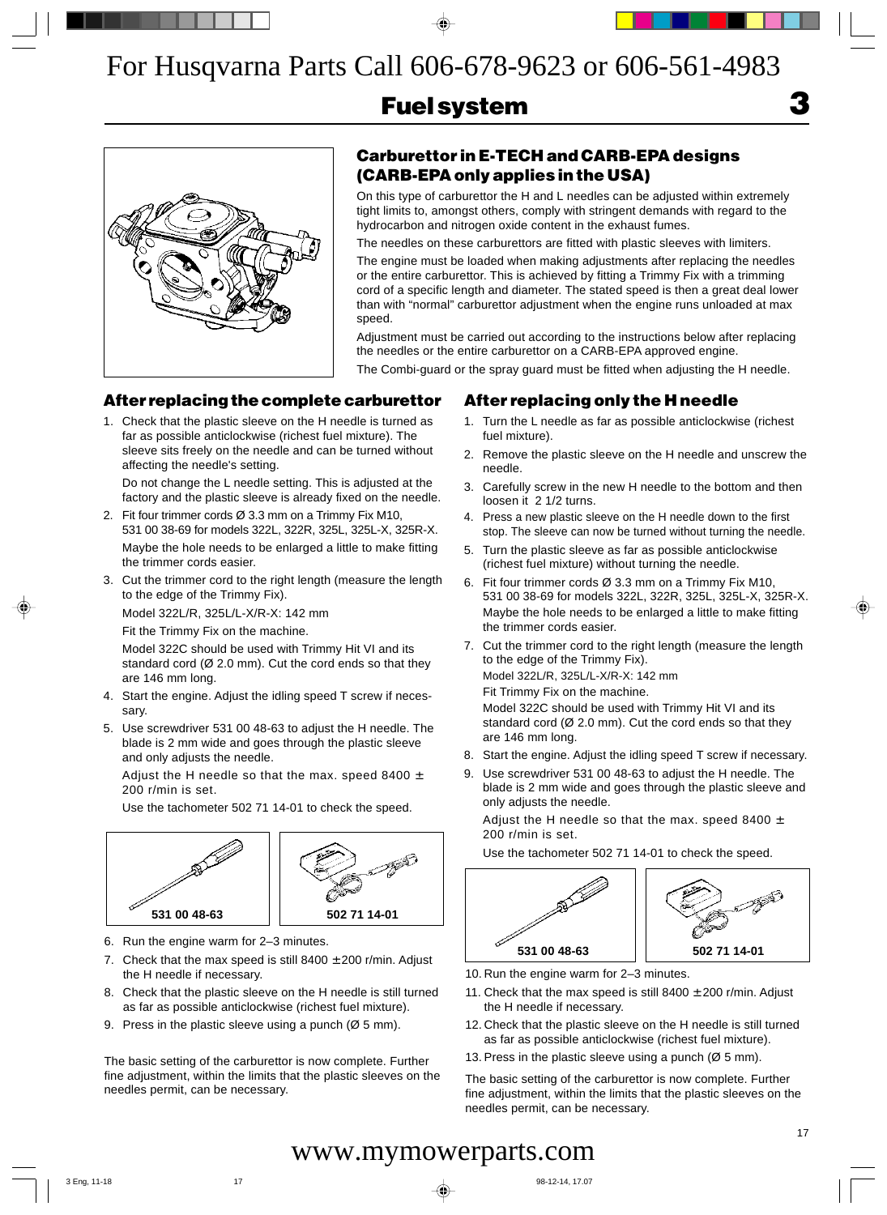For Husqvarna Parts Call 606-678-9623 or 606-561-4983

# Fuel system

## Carburettor in E-TECH and CARB-EPA designs (CARB-EPA only applies in the USA)

On this type of carburettor the H and L needles can be adjusted within extremely tight limits to, amongst others, comply with stringent demands with regard to the hydrocarbon and nitrogen oxide content in the exhaust fumes.

The needles on these carburettors are fitted with plastic sleeves with limiters.

The engine must be loaded when making adjustments after replacing the needles or the entire carburettor. This is achieved by fitting a Trimmy Fix with a trimming cord of a specific length and diameter. The stated speed is then a great deal lower than with "normal" carburettor adjustment when the engine runs unloaded at max speed.

Adjustment must be carried out according to the instructions below after replacing the needles or the entire carburettor on a CARB-EPA approved engine.

The Combi-guard or the spray guard must be fitted when adjusting the H needle.

### After replacing the complete carburettor

1. Check that the plastic sleeve on the H needle is turned as far as possible anticlockwise (richest fuel mixture). The sleeve sits freely on the needle and can be turned without affecting the needle's setting.

   Do not change the L needle setting. This is adjusted at the factory and the plastic sleeve is already fixed on the needle.
2. Fit four trimmer cords Ø 3.3 mm on a Trimmy Fix M10, 531 00 38-69 for models 322L, 322R, 325L, 325L-X, 325R-X.

   Maybe the hole needs to be enlarged a little to make fitting the trimmer cords easier.
3. Cut the trimmer cord to the right length (measure the length to the edge of the Trimmy Fix).

   Model 322L/R, 325L/L-X/R-X: 142 mm

   Fit the Trimmy Fix on the machine.

   Model 322C should be used with Trimmy Hit VI and its standard cord (Ø 2.0 mm). Cut the cord ends so that they are 146 mm long.
4. Start the engine. Adjust the idling speed T screw if necessary.
5. Use screwdriver 531 00 48-63 to adjust the H needle. The blade is 2 mm wide and goes through the plastic sleeve and only adjusts the needle.

   Adjust the H needle so that the max. speed 8400 ± 200 r/min is set.

   Use the tachometer 502 71 14-01 to check the speed.

531 00 48-63

502 71 14-01

6. Run the engine warm for 2–3 minutes.
7. Check that the max speed is still 8400 ± 200 r/min. Adjust the H needle if necessary.
8. Check that the plastic sleeve on the H needle is still turned as far as possible anticlockwise (richest fuel mixture).
9. Press in the plastic sleeve using a punch (Ø 5 mm).

The basic setting of the carburettor is now complete. Further fine adjustment, within the limits that the plastic sleeves on the needles permit, can be necessary.

### After replacing only the H needle

1. Turn the L needle as far as possible anticlockwise (richest fuel mixture).
2. Remove the plastic sleeve on the H needle and unscrew the needle.
3. Carefully screw in the new H needle to the bottom and then loosen it 2 1/2 turns.
4. Press a new plastic sleeve on the H needle down to the first stop. The sleeve can now be turned without turning the needle.
5. Turn the plastic sleeve as far as possible anticlockwise (richest fuel mixture) without turning the needle.
6. Fit four trimmer cords Ø 3.3 mm on a Trimmy Fix M10, 531 00 38-69 for models 322L, 322R, 325L, 325L-X, 325R-X.

   Maybe the hole needs to be enlarged a little to make fitting the trimmer cords easier.
7. Cut the trimmer cord to the right length (measure the length to the edge of the Trimmy Fix).

   Model 322L/R, 325L/L-X/R-X: 142 mm

   Fit Trimmy Fix on the machine.

   Model 322C should be used with Trimmy Hit VI and its standard cord (Ø 2.0 mm). Cut the cord ends so that they are 146 mm long.
8. Start the engine. Adjust the idling speed T screw if necessary.
9. Use screwdriver 531 00 48-63 to adjust the H needle. The blade is 2 mm wide and goes through the plastic sleeve and only adjusts the needle.

   Adjust the H needle so that the max. speed 8400 ± 200 r/min is set.

   Use the tachometer 502 71 14-01 to check the speed.

531 00 48-63

502 71 14-01

10. Run the engine warm for 2–3 minutes.
11. Check that the max speed is still 8400 ± 200 r/min. Adjust the H needle if necessary.
12. Check that the plastic sleeve on the H needle is still turned as far as possible anticlockwise (richest fuel mixture).
13. Press in the plastic sleeve using a punch (Ø 5 mm).

The basic setting of the carburettor is now complete. Further fine adjustment, within the limits that the plastic sleeves on the needles permit, can be necessary.

www.mymowerparts.com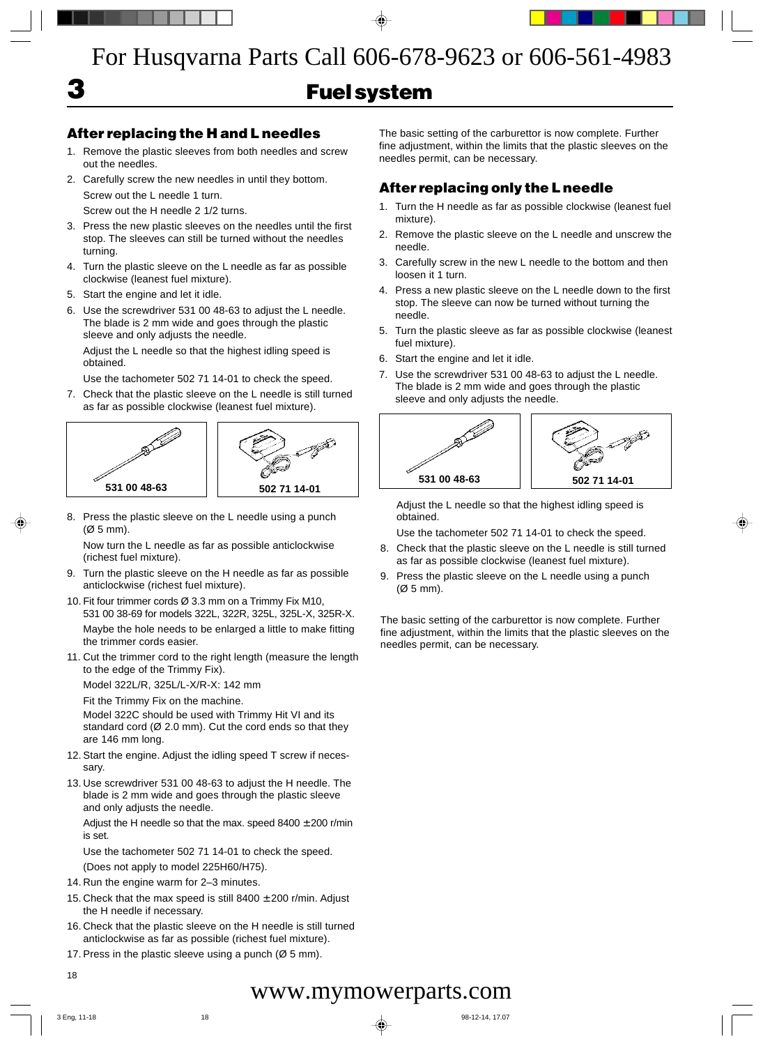# 3 Fuel system

## After replacing the H and L needles

1. Remove the plastic sleeves from both needles and screw out the needles.
2. Carefully screw the new needles in until they bottom.

   Screw out the L needle 1 turn.

   Screw out the H needle 2 1/2 turns.
3. Press the new plastic sleeves on the needles until the first stop. The sleeves can still be turned without the needles turning.
4. Turn the plastic sleeve on the L needle as far as possible clockwise (leanest fuel mixture).
5. Start the engine and let it idle.
6. Use the screwdriver 531 00 48-63 to adjust the L needle. The blade is 2 mm wide and goes through the plastic sleeve and only adjusts the needle.

   Adjust the L needle so that the highest idling speed is obtained.

   Use the tachometer 502 71 14-01 to check the speed.
7. Check that the plastic sleeve on the L needle is still turned as far as possible clockwise (leanest fuel mixture).

531 00 48-63

502 71 14-01

8. Press the plastic sleeve on the L needle using a punch (Ø 5 mm).

   Now turn the L needle as far as possible anticlockwise (richest fuel mixture).
9. Turn the plastic sleeve on the H needle as far as possible anticlockwise (richest fuel mixture).
10. Fit four trimmer cords Ø 3.3 mm on a Trimmy Fix M10, 531 00 38-69 for models 322L, 322R, 325L, 325L-X, 325R-X.

    Maybe the hole needs to be enlarged a little to make fitting the trimmer cords easier.
11. Cut the trimmer cord to the right length (measure the length to the edge of the Trimmy Fix).

    Model 322L/R, 325L/L-X/R-X: 142 mm

    Fit the Trimmy Fix on the machine.

    Model 322C should be used with Trimmy Hit VI and its standard cord (Ø 2.0 mm). Cut the cord ends so that they are 146 mm long.
12. Start the engine. Adjust the idling speed T screw if necessary.
13. Use screwdriver 531 00 48-63 to adjust the H needle. The blade is 2 mm wide and goes through the plastic sleeve and only adjusts the needle.

    Adjust the H needle so that the max. speed 8400 ±200 r/min is set.

    Use the tachometer 502 71 14-01 to check the speed.

    (Does not apply to model 225H60/H75).
14. Run the engine warm for 2–3 minutes.
15. Check that the max speed is still 8400 ±200 r/min. Adjust the H needle if necessary.
16. Check that the plastic sleeve on the H needle is still turned anticlockwise as far as possible (richest fuel mixture).
17. Press in the plastic sleeve using a punch (Ø 5 mm).

The basic setting of the carburettor is now complete. Further fine adjustment, within the limits that the plastic sleeves on the needles permit, can be necessary.

## After replacing only the L needle

1. Turn the H needle as far as possible clockwise (leanest fuel mixture).
2. Remove the plastic sleeve on the L needle and unscrew the needle.
3. Carefully screw in the new L needle to the bottom and then loosen it 1 turn.
4. Press a new plastic sleeve on the L needle down to the first stop. The sleeve can now be turned without turning the needle.
5. Turn the plastic sleeve as far as possible clockwise (leanest fuel mixture).
6. Start the engine and let it idle.
7. Use the screwdriver 531 00 48-63 to adjust the L needle. The blade is 2 mm wide and goes through the plastic sleeve and only adjusts the needle.

531 00 48-63

502 71 14-01

   Adjust the L needle so that the highest idling speed is obtained.

   Use the tachometer 502 71 14-01 to check the speed.
8. Check that the plastic sleeve on the L needle is still turned as far as possible clockwise (leanest fuel mixture).
9. Press the plastic sleeve on the L needle using a punch (Ø 5 mm).

The basic setting of the carburettor is now complete. Further fine adjustment, within the limits that the plastic sleeves on the needles permit, can be necessary.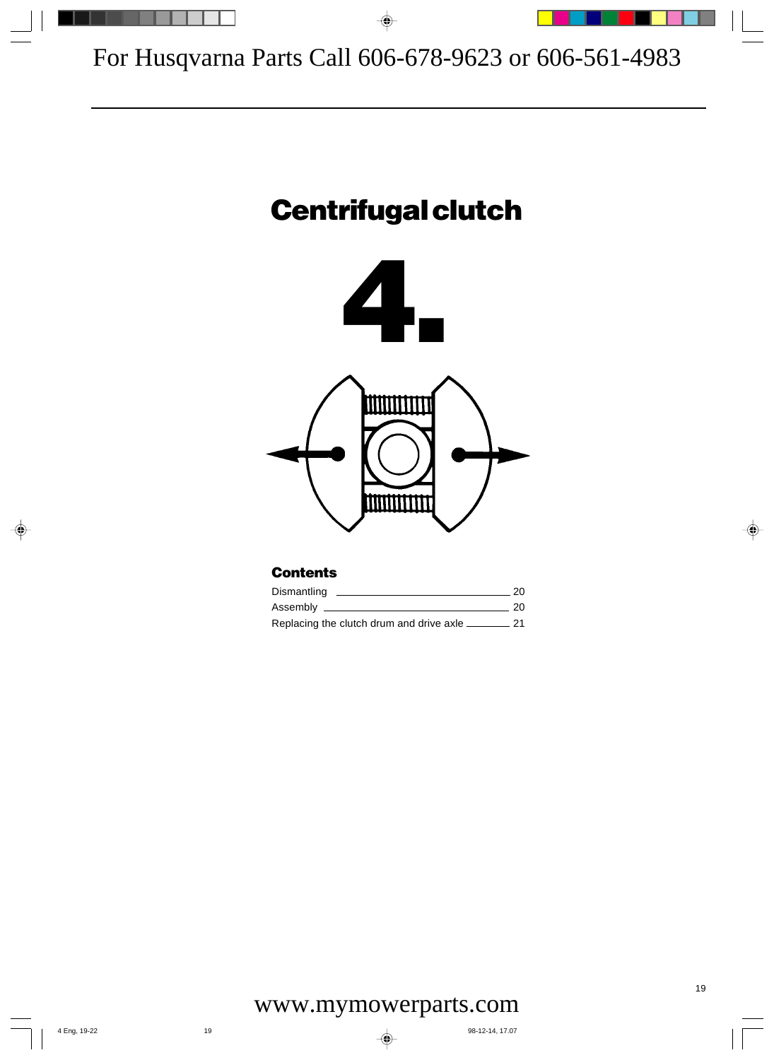# Centrifugal clutch

# 4.

### Contents

| | |
|---|---|
| Dismantling | 20 |
| Assembly | 20 |
| Replacing the clutch drum and drive axle | 21 |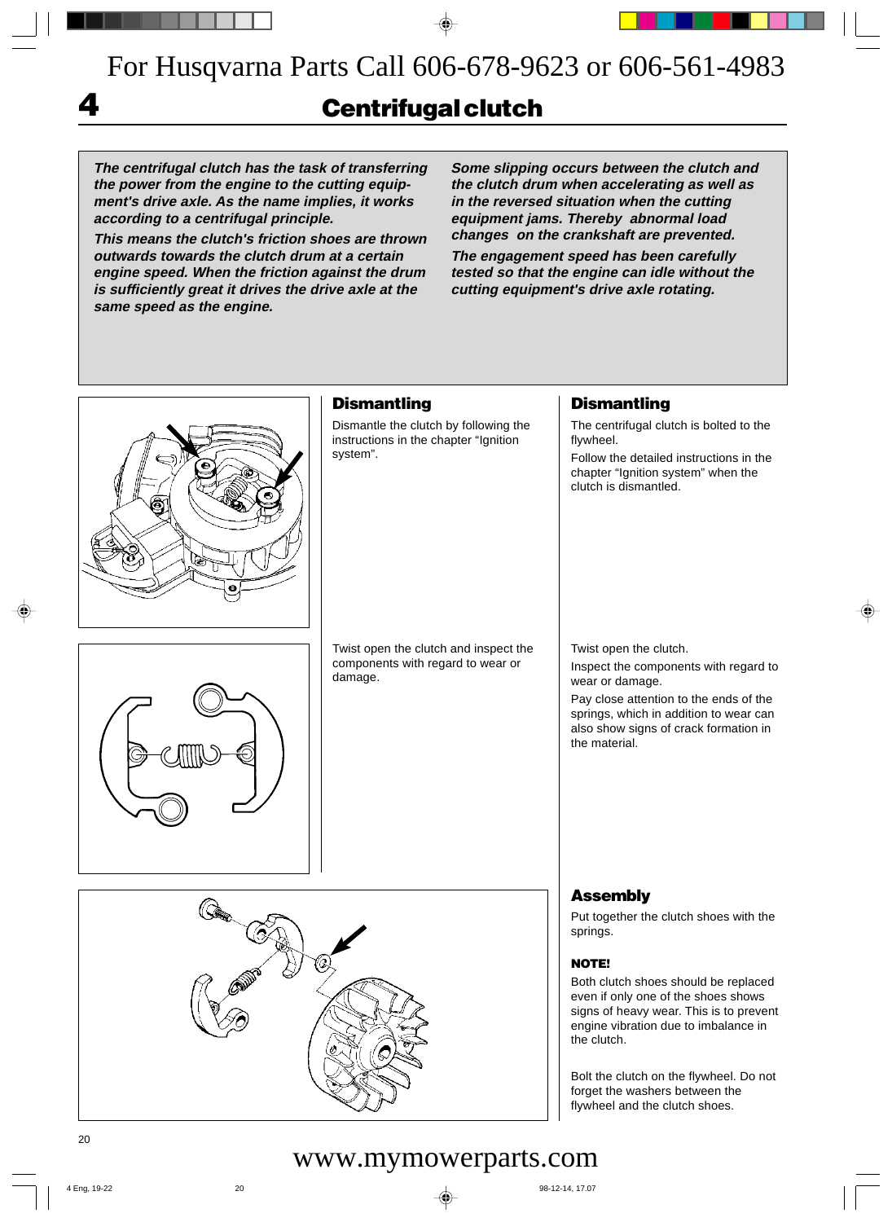For Husqvarna Parts Call 606-678-9623 or 606-561-4983

# 4 Centrifugal clutch

***The centrifugal clutch has the task of transferring the power from the engine to the cutting equipment's drive axle. As the name implies, it works according to a centrifugal principle.***

***This means the clutch's friction shoes are thrown outwards towards the clutch drum at a certain engine speed. When the friction against the drum is sufficiently great it drives the drive axle at the same speed as the engine.***

***Some slipping occurs between the clutch and the clutch drum when accelerating as well as in the reversed situation when the cutting equipment jams. Thereby abnormal load changes on the crankshaft are prevented.***

***The engagement speed has been carefully tested so that the engine can idle without the cutting equipment's drive axle rotating.***

## Dismantling

Dismantle the clutch by following the instructions in the chapter "Ignition system".

Twist open the clutch and inspect the components with regard to wear or damage.

## Dismantling

The centrifugal clutch is bolted to the flywheel.

Follow the detailed instructions in the chapter "Ignition system" when the clutch is dismantled.

Twist open the clutch.

Inspect the components with regard to wear or damage.

Pay close attention to the ends of the springs, which in addition to wear can also show signs of crack formation in the material.

## Assembly

Put together the clutch shoes with the springs.

**NOTE!**

Both clutch shoes should be replaced even if only one of the shoes shows signs of heavy wear. This is to prevent engine vibration due to imbalance in the clutch.

Bolt the clutch on the flywheel. Do not forget the washers between the flywheel and the clutch shoes.

www.mymowerparts.com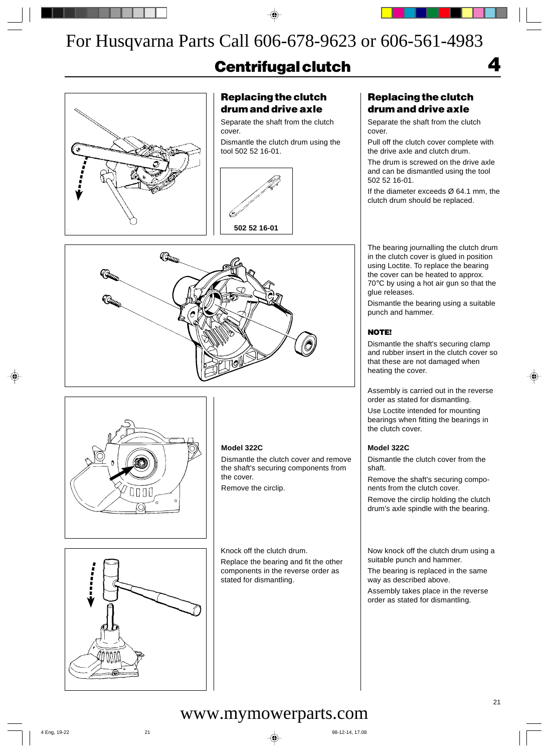For Husqvarna Parts Call 606-678-9623 or 606-561-4983

# Centrifugal clutch

## Replacing the clutch drum and drive axle

Separate the shaft from the clutch cover.

Dismantle the clutch drum using the tool 502 52 16-01.

502 52 16-01

## Replacing the clutch drum and drive axle

Separate the shaft from the clutch cover.

Pull off the clutch cover complete with the drive axle and clutch drum.

The drum is screwed on the drive axle and can be dismantled using the tool 502 52 16-01.

If the diameter exceeds Ø 64.1 mm, the clutch drum should be replaced.

The bearing journalling the clutch drum in the clutch cover is glued in position using Loctite. To replace the bearing the cover can be heated to approx. 70°C by using a hot air gun so that the glue releases.

Dismantle the bearing using a suitable punch and hammer.

**NOTE!**

Dismantle the shaft's securing clamp and rubber insert in the clutch cover so that these are not damaged when heating the cover.

Assembly is carried out in the reverse order as stated for dismantling.

Use Loctite intended for mounting bearings when fitting the bearings in the clutch cover.

**Model 322C**

Dismantle the clutch cover and remove the shaft's securing components from the cover.

Remove the circlip.

Knock off the clutch drum.

Replace the bearing and fit the other components in the reverse order as stated for dismantling.

**Model 322C**

Dismantle the clutch cover from the shaft.

Remove the shaft's securing components from the clutch cover.

Remove the circlip holding the clutch drum's axle spindle with the bearing.

Now knock off the clutch drum using a suitable punch and hammer.

The bearing is replaced in the same way as described above.

Assembly takes place in the reverse order as stated for dismantling.

www.mymowerparts.com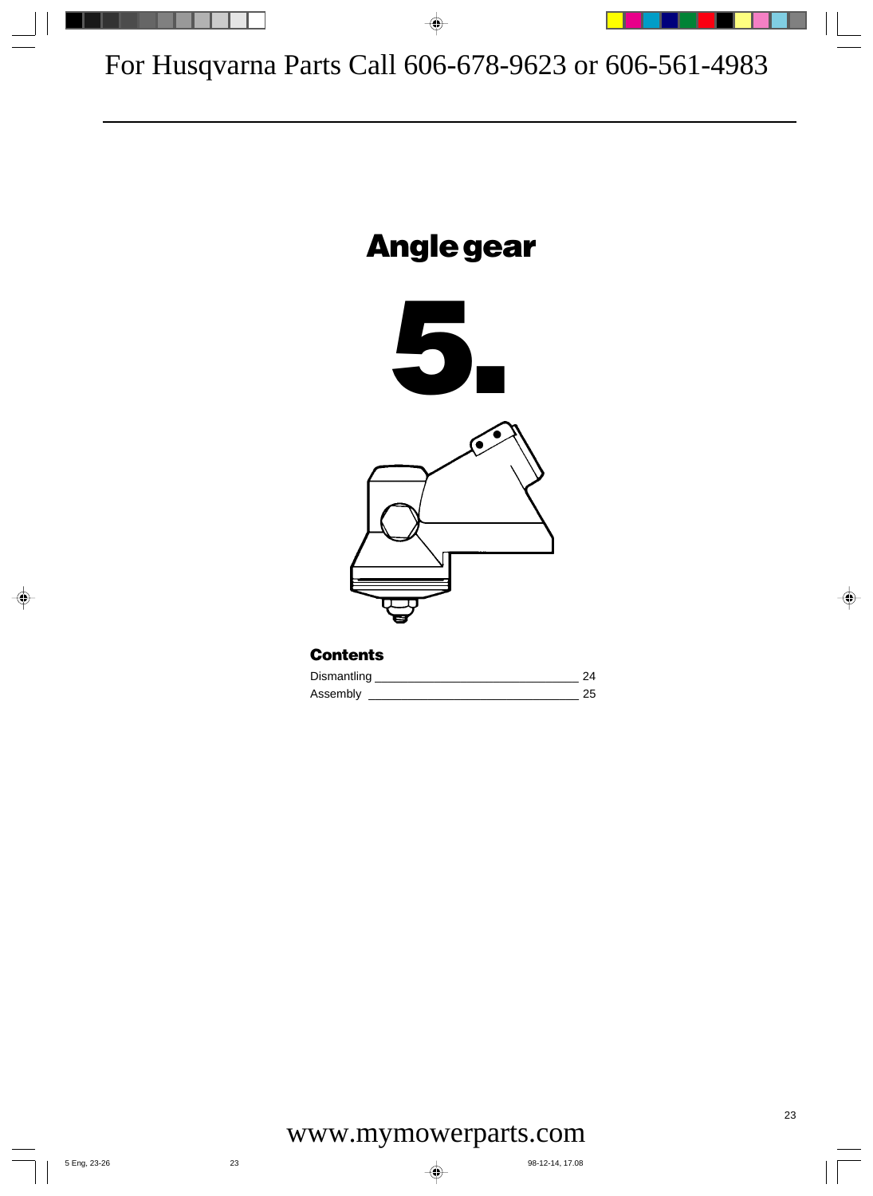# Angle gear

# 5.

## Contents

| | |
|---|---|
| Dismantling | 24 |
| Assembly | 25 |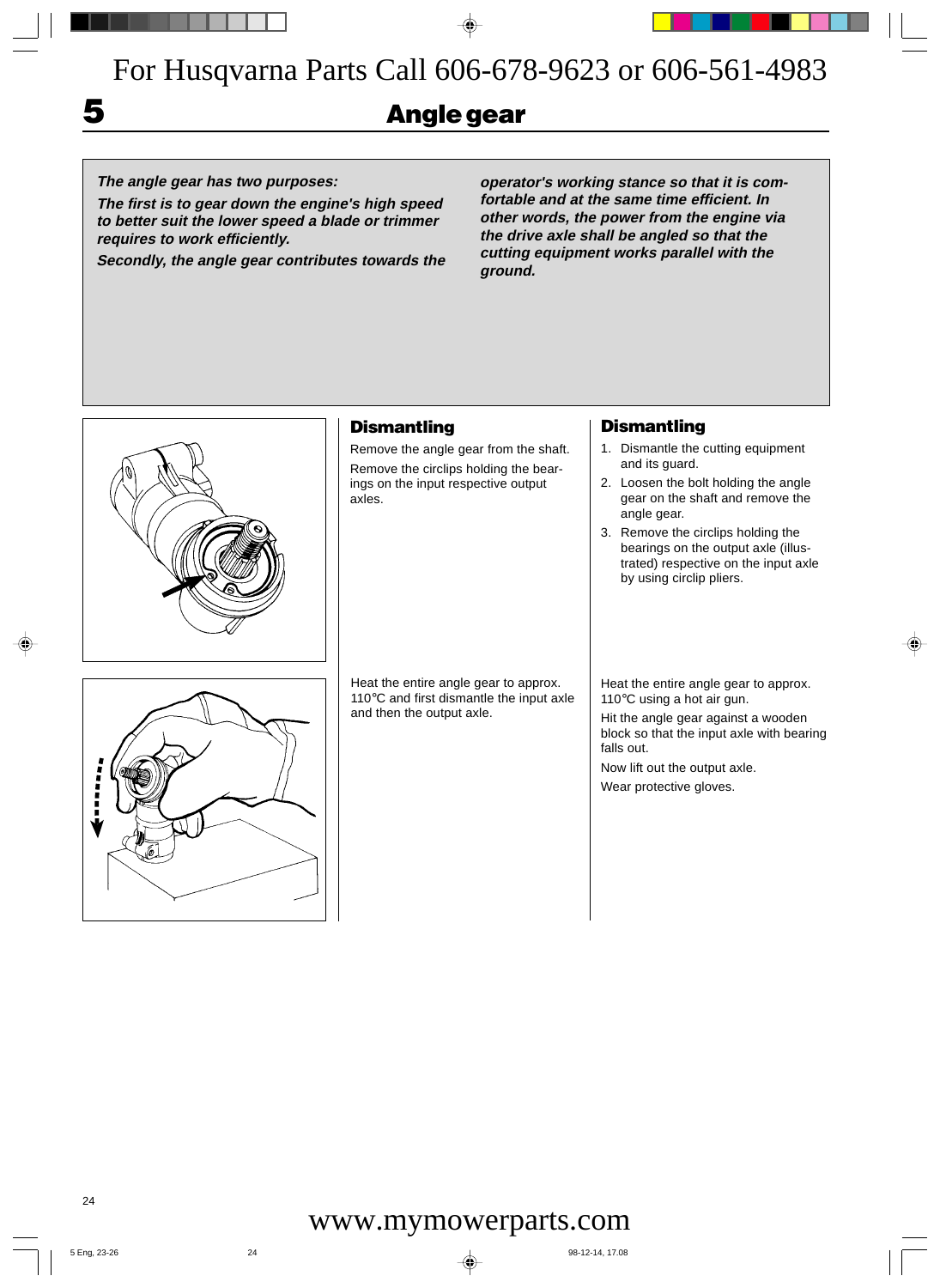For Husqvarna Parts Call 606-678-9623 or 606-561-4983

# 5 Angle gear

***The angle gear has two purposes:***

***The first is to gear down the engine's high speed to better suit the lower speed a blade or trimmer requires to work efficiently.***

***Secondly, the angle gear contributes towards the operator's working stance so that it is comfortable and at the same time efficient. In other words, the power from the engine via the drive axle shall be angled so that the cutting equipment works parallel with the ground.***

## Dismantling

Remove the angle gear from the shaft.

Remove the circlips holding the bearings on the input respective output axles.

Heat the entire angle gear to approx. 110°C and first dismantle the input axle and then the output axle.

## Dismantling

1. Dismantle the cutting equipment and its guard.
2. Loosen the bolt holding the angle gear on the shaft and remove the angle gear.
3. Remove the circlips holding the bearings on the output axle (illustrated) respective on the input axle by using circlip pliers.

Heat the entire angle gear to approx. 110°C using a hot air gun.

Hit the angle gear against a wooden block so that the input axle with bearing falls out.

Now lift out the output axle.

Wear protective gloves.

www.mymowerparts.com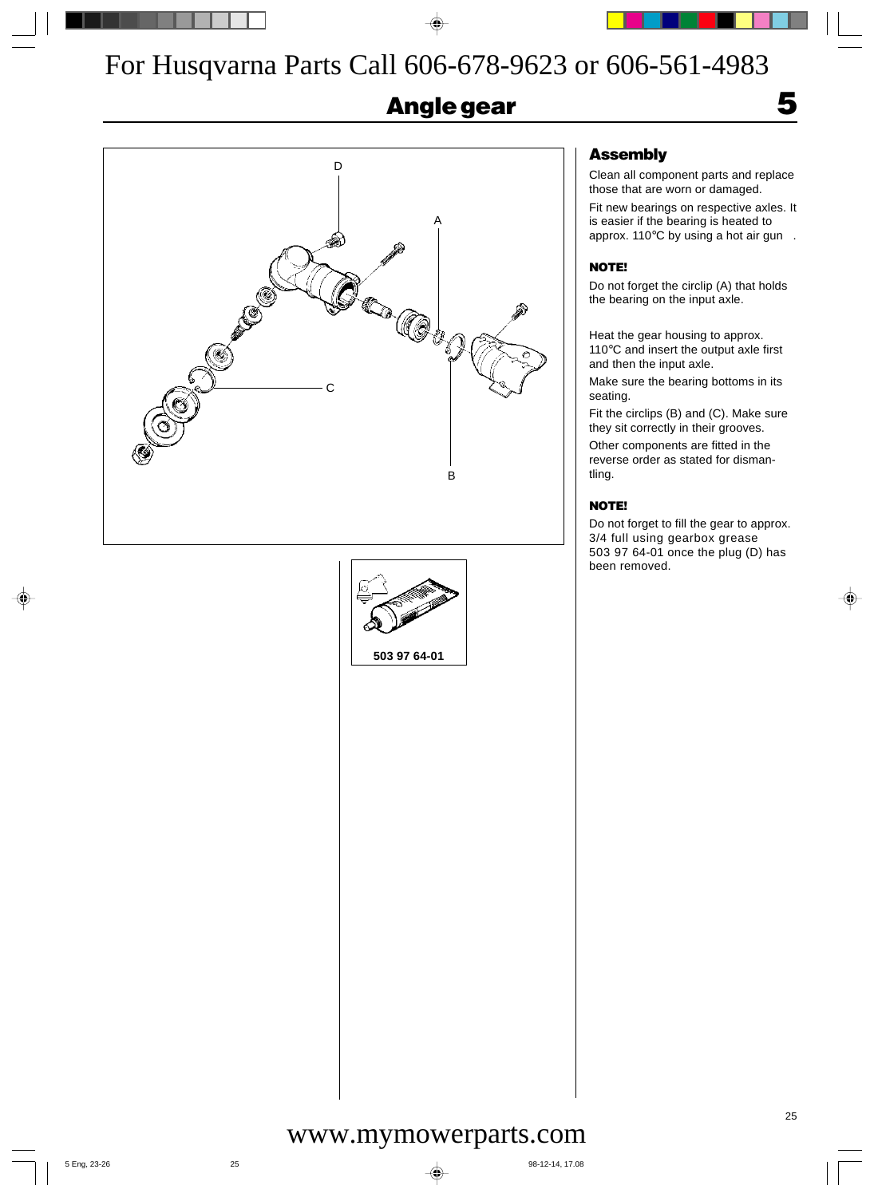For Husqvarna Parts Call 606-678-9623 or 606-561-4983

# Angle gear

5

D

A

C

B

503 97 64-01

## Assembly

Clean all component parts and replace those that are worn or damaged.

Fit new bearings on respective axles. It is easier if the bearing is heated to approx. 110°C by using a hot air gun .

**NOTE!**

Do not forget the circlip (A) that holds the bearing on the input axle.

Heat the gear housing to approx. 110°C and insert the output axle first and then the input axle.

Make sure the bearing bottoms in its seating.

Fit the circlips (B) and (C). Make sure they sit correctly in their grooves.

Other components are fitted in the reverse order as stated for dismantling.

**NOTE!**

Do not forget to fill the gear to approx. 3/4 full using gearbox grease 503 97 64-01 once the plug (D) has been removed.

www.mymowerparts.com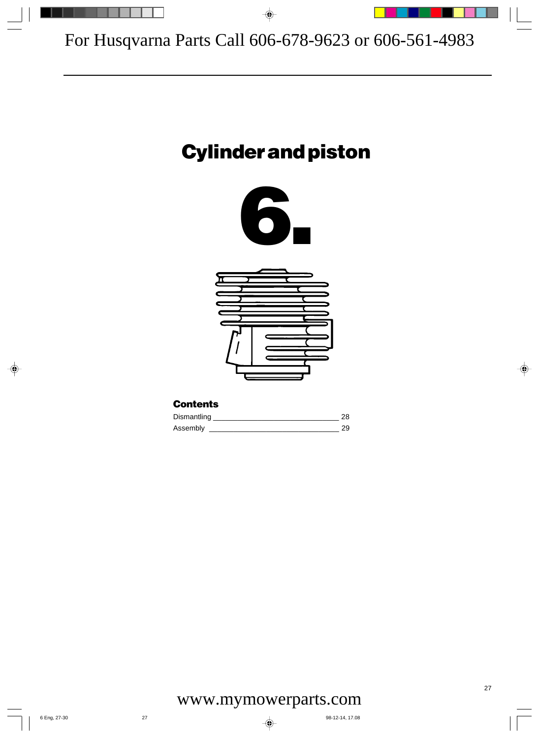# Cylinder and piston

# 6.

### Contents

| | |
|---|---|
| Dismantling | 28 |
| Assembly | 29 |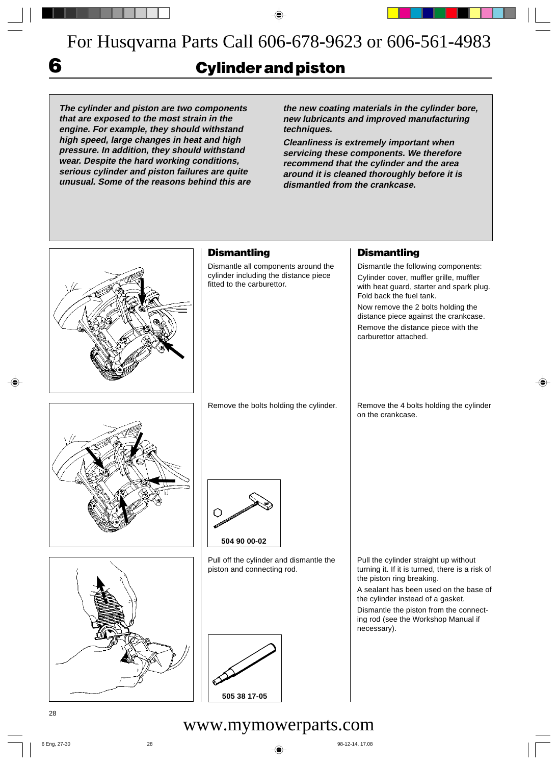# 6 Cylinder and piston

***The cylinder and piston are two components that are exposed to the most strain in the engine. For example, they should withstand high speed, large changes in heat and high pressure. In addition, they should withstand wear. Despite the hard working conditions, serious cylinder and piston failures are quite unusual. Some of the reasons behind this are the new coating materials in the cylinder bore, new lubricants and improved manufacturing techniques.***

***Cleanliness is extremely important when servicing these components. We therefore recommend that the cylinder and the area around it is cleaned thoroughly before it is dismantled from the crankcase.***

## Dismantling

Dismantle all components around the cylinder including the distance piece fitted to the carburettor.

Remove the bolts holding the cylinder.

504 90 00-02

Pull off the cylinder and dismantle the piston and connecting rod.

505 38 17-05

## Dismantling

Dismantle the following components:

Cylinder cover, muffler grille, muffler with heat guard, starter and spark plug. Fold back the fuel tank.

Now remove the 2 bolts holding the distance piece against the crankcase.

Remove the distance piece with the carburettor attached.

Remove the 4 bolts holding the cylinder on the crankcase.

Pull the cylinder straight up without turning it. If it is turned, there is a risk of the piston ring breaking.

A sealant has been used on the base of the cylinder instead of a gasket.

Dismantle the piston from the connecting rod (see the Workshop Manual if necessary).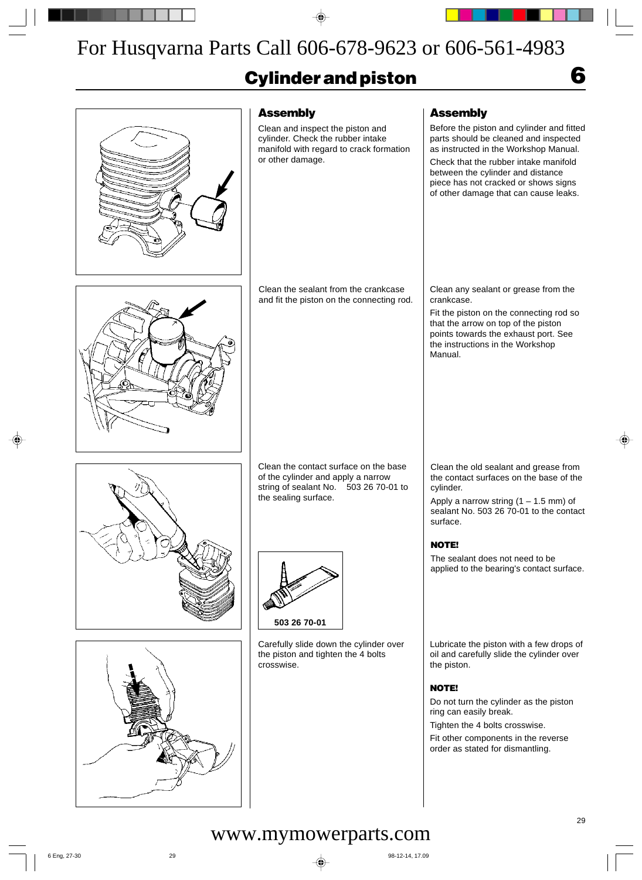For Husqvarna Parts Call 606-678-9623 or 606-561-4983

# Cylinder and piston

## 6

### Assembly

Clean and inspect the piston and cylinder. Check the rubber intake manifold with regard to crack formation or other damage.

### Assembly

Before the piston and cylinder and fitted parts should be cleaned and inspected as instructed in the Workshop Manual.

Check that the rubber intake manifold between the cylinder and distance piece has not cracked or shows signs of other damage that can cause leaks.

Clean the sealant from the crankcase and fit the piston on the connecting rod.

Clean any sealant or grease from the crankcase.

Fit the piston on the connecting rod so that the arrow on top of the piston points towards the exhaust port. See the instructions in the Workshop Manual.

Clean the contact surface on the base of the cylinder and apply a narrow string of sealant No. 503 26 70-01 to the sealing surface.

503 26 70-01

Clean the old sealant and grease from the contact surfaces on the base of the cylinder.

Apply a narrow string (1 – 1.5 mm) of sealant No. 503 26 70-01 to the contact surface.

**NOTE!**

The sealant does not need to be applied to the bearing's contact surface.

Carefully slide down the cylinder over the piston and tighten the 4 bolts crosswise.

Lubricate the piston with a few drops of oil and carefully slide the cylinder over the piston.

**NOTE!**

Do not turn the cylinder as the piston ring can easily break.

Tighten the 4 bolts crosswise.

Fit other components in the reverse order as stated for dismantling.

www.mymowerparts.com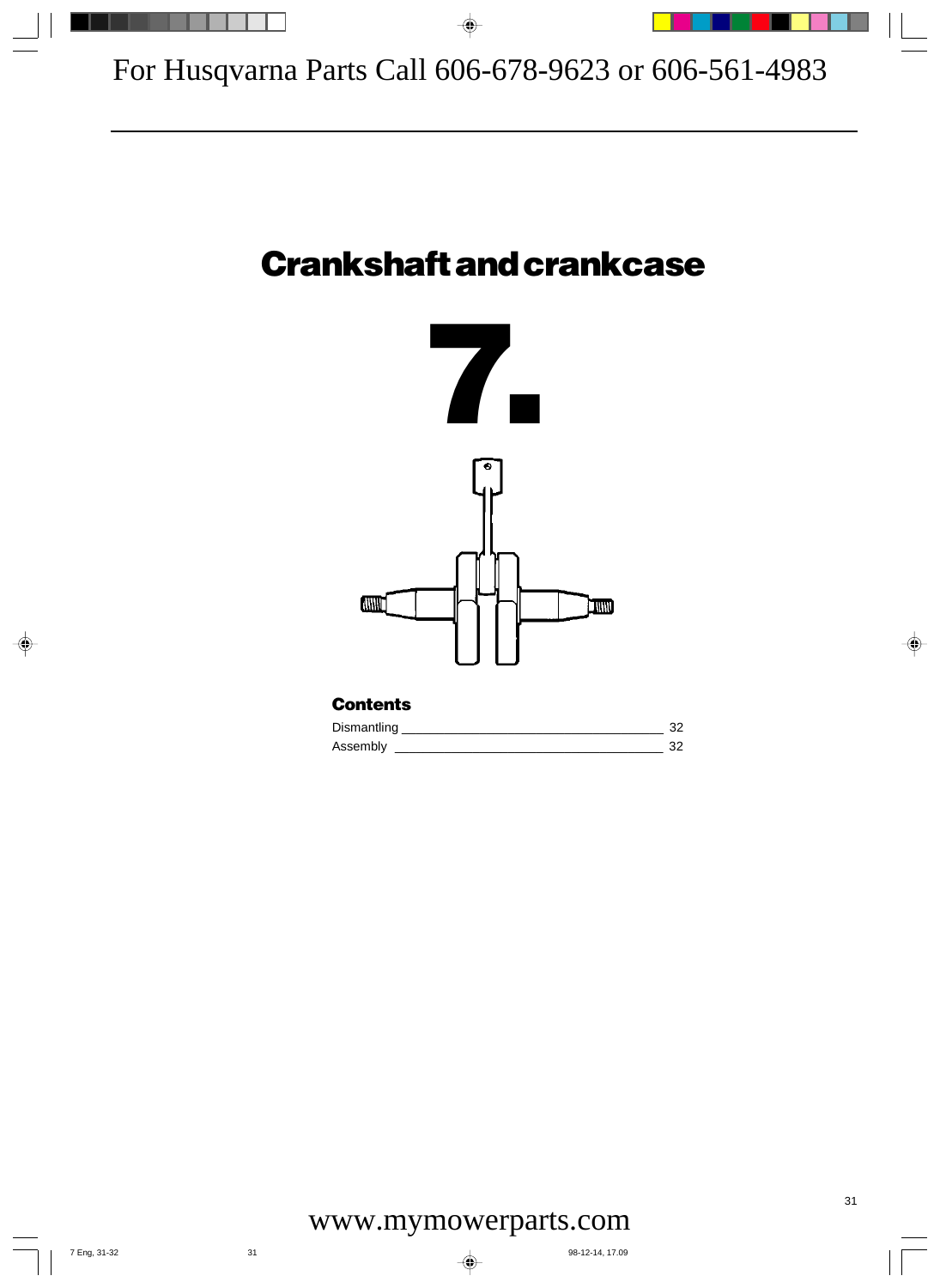For Husqvarna Parts Call 606-678-9623 or 606-561-4983

# Crankshaft and crankcase

# 7.

### Contents

| | |
|---|---|
| Dismantling | 32 |
| Assembly | 32 |

www.mymowerparts.com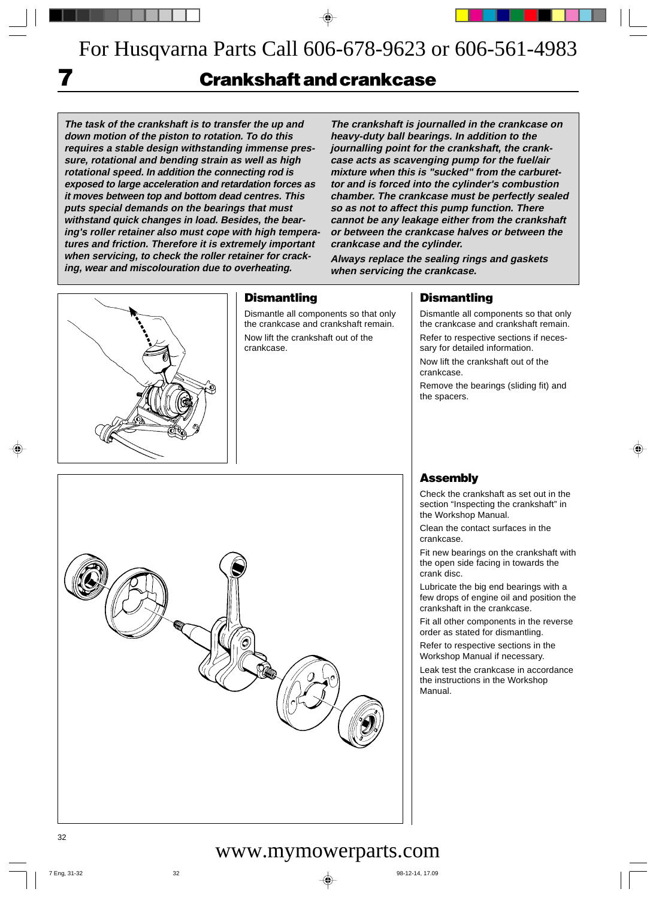For Husqvarna Parts Call 606-678-9623 or 606-561-4983

# 7 Crankshaft and crankcase

***The task of the crankshaft is to transfer the up and down motion of the piston to rotation. To do this requires a stable design withstanding immense pressure, rotational and bending strain as well as high rotational speed. In addition the connecting rod is exposed to large acceleration and retardation forces as it moves between top and bottom dead centres. This puts special demands on the bearings that must withstand quick changes in load. Besides, the bearing's roller retainer also must cope with high temperatures and friction. Therefore it is extremely important when servicing, to check the roller retainer for cracking, wear and miscolouration due to overheating.***

***The crankshaft is journalled in the crankcase on heavy-duty ball bearings. In addition to the journalling point for the crankshaft, the crankcase acts as scavenging pump for the fuel/air mixture when this is "sucked" from the carburettor and is forced into the cylinder's combustion chamber. The crankcase must be perfectly sealed so as not to affect this pump function. There cannot be any leakage either from the crankshaft or between the crankcase halves or between the crankcase and the cylinder.***

***Always replace the sealing rings and gaskets when servicing the crankcase.***

## Dismantling

Dismantle all components so that only the crankcase and crankshaft remain.

Now lift the crankshaft out of the crankcase.

## Dismantling

Dismantle all components so that only the crankcase and crankshaft remain.

Refer to respective sections if necessary for detailed information.

Now lift the crankshaft out of the crankcase.

Remove the bearings (sliding fit) and the spacers.

## Assembly

Check the crankshaft as set out in the section "Inspecting the crankshaft" in the Workshop Manual.

Clean the contact surfaces in the crankcase.

Fit new bearings on the crankshaft with the open side facing in towards the crank disc.

Lubricate the big end bearings with a few drops of engine oil and position the crankshaft in the crankcase.

Fit all other components in the reverse order as stated for dismantling.

Refer to respective sections in the Workshop Manual if necessary.

Leak test the crankcase in accordance the instructions in the Workshop Manual.

www.mymowerparts.com